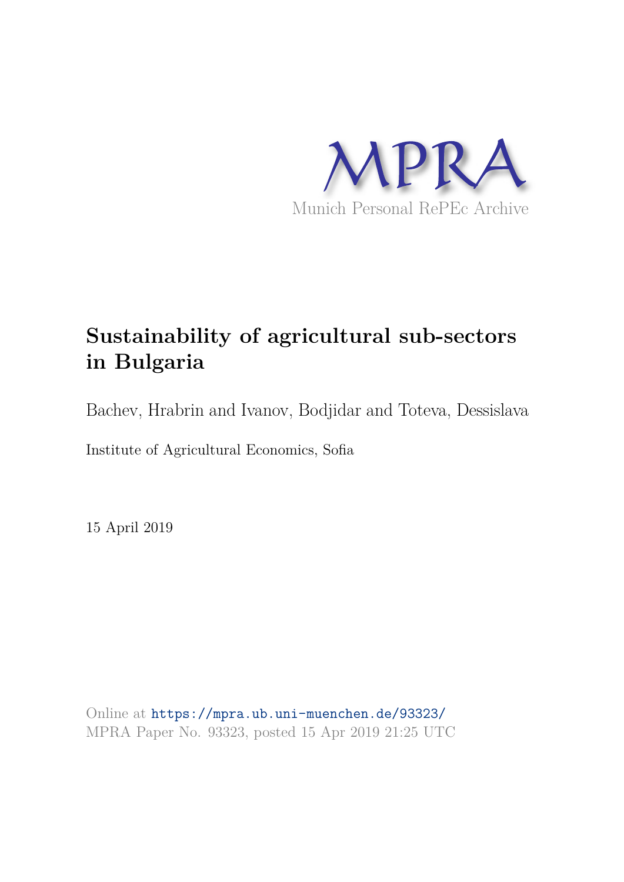MPRA

Munich Personal RePEc Archive

# Sustainability of agricultural sub-sectors in Bulgaria

Bachev, Hrabrin and Ivanov, Bodjidar and Toteva, Dessislava

Institute of Agricultural Economics, Sofia

15 April 2019

Online at https://mpra.ub.uni-muenchen.de/93323/
MPRA Paper No. 93323, posted 15 Apr 2019 21:25 UTC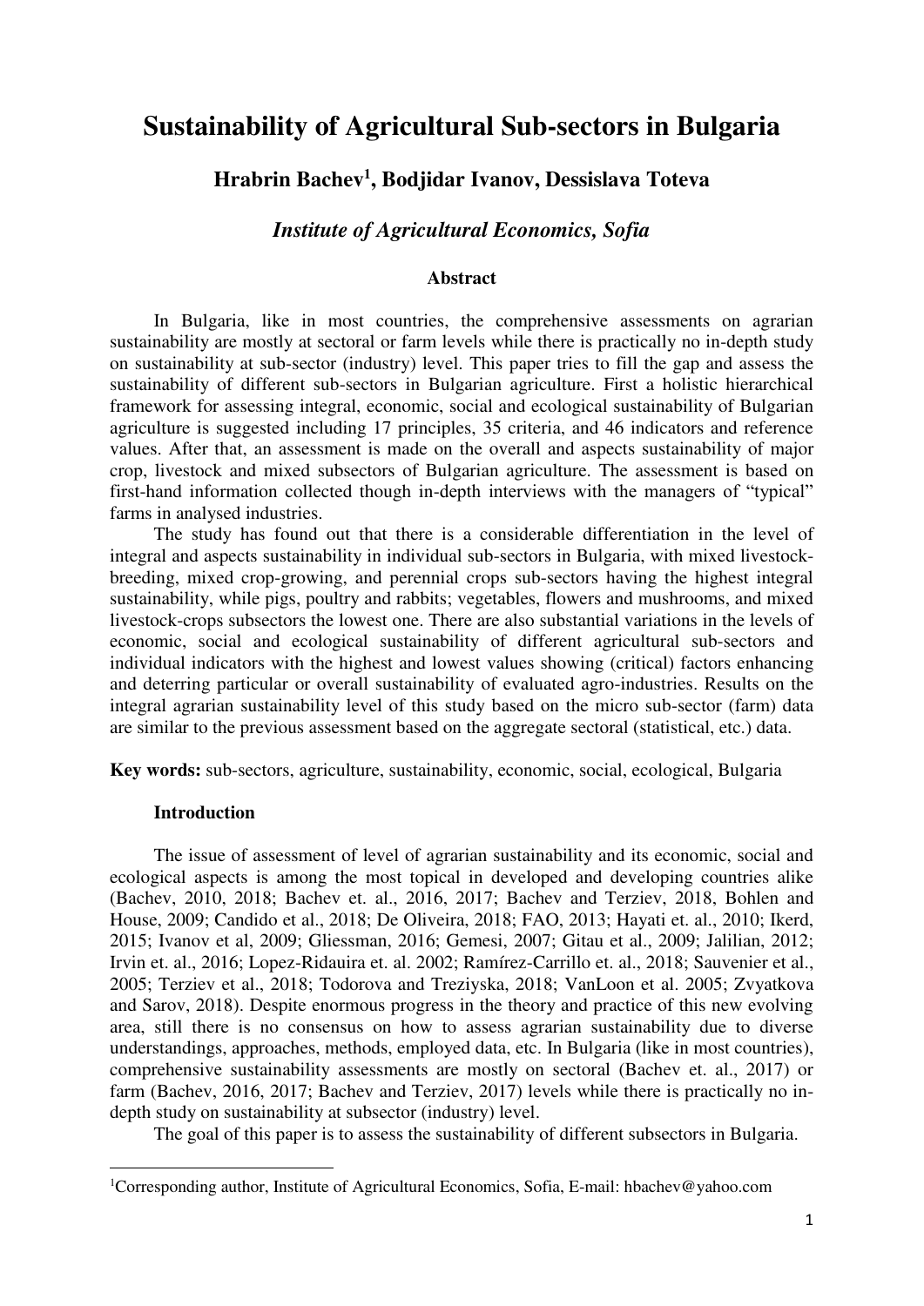# Sustainability of Agricultural Sub-sectors in Bulgaria

**Hrabrin Bachev[1], Bodjidar Ivanov, Dessislava Toteva**

***Institute of Agricultural Economics, Sofia***

**Abstract**

In Bulgaria, like in most countries, the comprehensive assessments on agrarian sustainability are mostly at sectoral or farm levels while there is practically no in-depth study on sustainability at sub-sector (industry) level. This paper tries to fill the gap and assess the sustainability of different sub-sectors in Bulgarian agriculture. First a holistic hierarchical framework for assessing integral, economic, social and ecological sustainability of Bulgarian agriculture is suggested including 17 principles, 35 criteria, and 46 indicators and reference values. After that, an assessment is made on the overall and aspects sustainability of major crop, livestock and mixed subsectors of Bulgarian agriculture. The assessment is based on first-hand information collected though in-depth interviews with the managers of "typical" farms in analysed industries.

The study has found out that there is a considerable differentiation in the level of integral and aspects sustainability in individual sub-sectors in Bulgaria, with mixed livestock-breeding, mixed crop-growing, and perennial crops sub-sectors having the highest integral sustainability, while pigs, poultry and rabbits; vegetables, flowers and mushrooms, and mixed livestock-crops subsectors the lowest one. There are also substantial variations in the levels of economic, social and ecological sustainability of different agricultural sub-sectors and individual indicators with the highest and lowest values showing (critical) factors enhancing and deterring particular or overall sustainability of evaluated agro-industries. Results on the integral agrarian sustainability level of this study based on the micro sub-sector (farm) data are similar to the previous assessment based on the aggregate sectoral (statistical, etc.) data.

**Key words:** sub-sectors, agriculture, sustainability, economic, social, ecological, Bulgaria

**Introduction**

The issue of assessment of level of agrarian sustainability and its economic, social and ecological aspects is among the most topical in developed and developing countries alike (Bachev, 2010, 2018; Bachev et. al., 2016, 2017; Bachev and Terziev, 2018, Bohlen and House, 2009; Candido et al., 2018; De Oliveira, 2018; FAO, 2013; Hayati et. al., 2010; Ikerd, 2015; Ivanov et al, 2009; Gliessman, 2016; Gemesi, 2007; Gitau et al., 2009; Jalilian, 2012; Irvin et. al., 2016; Lopez-Ridauira et. al. 2002; Ramírez-Carrillo et. al., 2018; Sauvenier et al., 2005; Terziev et al., 2018; Todorova and Treziyska, 2018; VanLoon et al. 2005; Zvyatkova and Sarov, 2018). Despite enormous progress in the theory and practice of this new evolving area, still there is no consensus on how to assess agrarian sustainability due to diverse understandings, approaches, methods, employed data, etc. In Bulgaria (like in most countries), comprehensive sustainability assessments are mostly on sectoral (Bachev et. al., 2017) or farm (Bachev, 2016, 2017; Bachev and Terziev, 2017) levels while there is practically no in-depth study on sustainability at subsector (industry) level.

The goal of this paper is to assess the sustainability of different subsectors in Bulgaria.

[1]Corresponding author, Institute of Agricultural Economics, Sofia, E-mail: hbachev@yahoo.com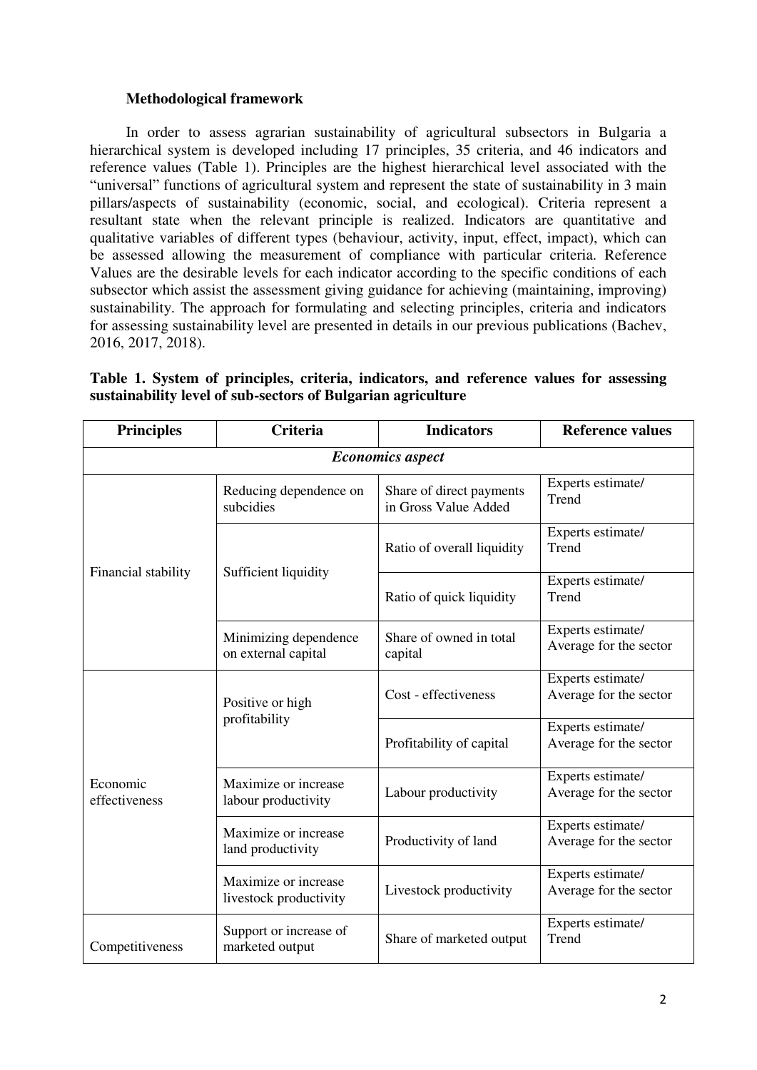**Methodological framework**

In order to assess agrarian sustainability of agricultural subsectors in Bulgaria a hierarchical system is developed including 17 principles, 35 criteria, and 46 indicators and reference values (Table 1). Principles are the highest hierarchical level associated with the "universal" functions of agricultural system and represent the state of sustainability in 3 main pillars/aspects of sustainability (economic, social, and ecological). Criteria represent a resultant state when the relevant principle is realized. Indicators are quantitative and qualitative variables of different types (behaviour, activity, input, effect, impact), which can be assessed allowing the measurement of compliance with particular criteria. Reference Values are the desirable levels for each indicator according to the specific conditions of each subsector which assist the assessment giving guidance for achieving (maintaining, improving) sustainability. The approach for formulating and selecting principles, criteria and indicators for assessing sustainability level are presented in details in our previous publications (Bachev, 2016, 2017, 2018).

**Table 1. System of principles, criteria, indicators, and reference values for assessing sustainability level of sub-sectors of Bulgarian agriculture**

| Principles | Criteria | Indicators | Reference values |
|---|---|---|---|
| *Economics aspect* | | | |
| Financial stability | Reducing dependence on subcidies | Share of direct payments in Gross Value Added | Experts estimate/ Trend |
| | Sufficient liquidity | Ratio of overall liquidity | Experts estimate/ Trend |
| | | Ratio of quick liquidity | Experts estimate/ Trend |
| | Minimizing dependence on external capital | Share of owned in total capital | Experts estimate/ Average for the sector |
| Economic effectiveness | Positive or high profitability | Cost - effectiveness | Experts estimate/ Average for the sector |
| | | Profitability of capital | Experts estimate/ Average for the sector |
| | Maximize or increase labour productivity | Labour productivity | Experts estimate/ Average for the sector |
| | Maximize or increase land productivity | Productivity of land | Experts estimate/ Average for the sector |
| | Maximize or increase livestock productivity | Livestock productivity | Experts estimate/ Average for the sector |
| Competitiveness | Support or increase of marketed output | Share of marketed output | Experts estimate/ Trend |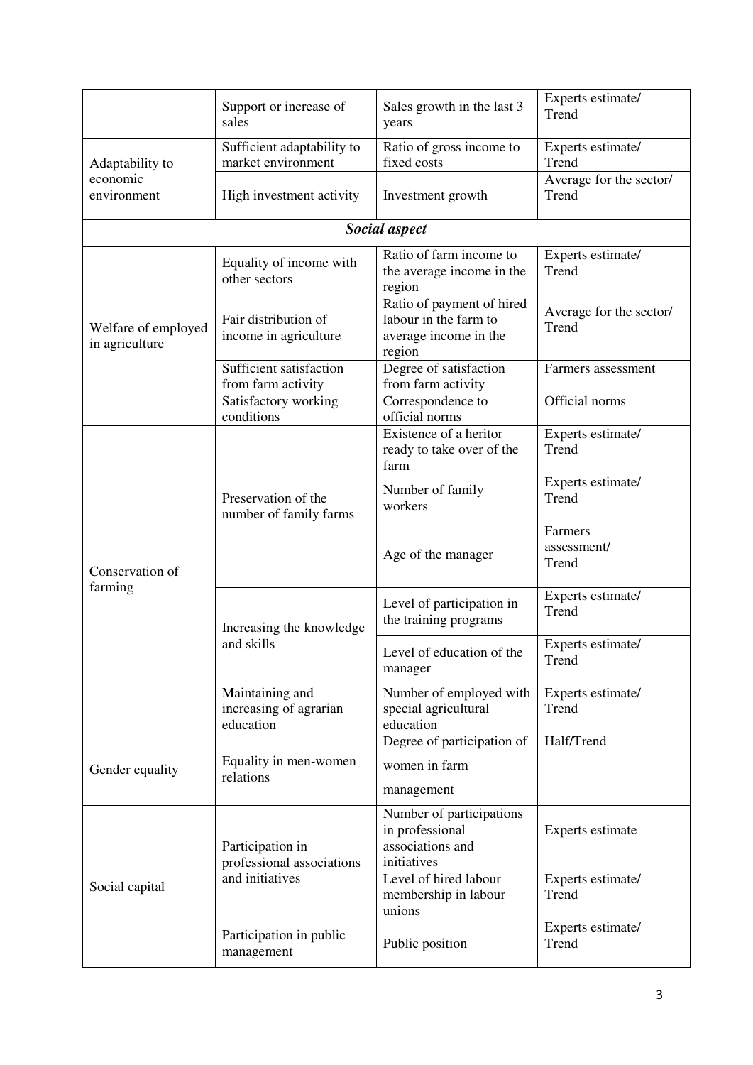| | | | |
|---|---|---|---|
| | Support or increase of sales | Sales growth in the last 3 years | Experts estimate/ Trend |
| Adaptability to economic environment | Sufficient adaptability to market environment | Ratio of gross income to fixed costs | Experts estimate/ Trend |
| | High investment activity | Investment growth | Average for the sector/ Trend |
| ***Social aspect*** | | | |
| Welfare of employed in agriculture | Equality of income with other sectors | Ratio of farm income to the average income in the region | Experts estimate/ Trend |
| | Fair distribution of income in agriculture | Ratio of payment of hired labour in the farm to average income in the region | Average for the sector/ Trend |
| | Sufficient satisfaction from farm activity | Degree of satisfaction from farm activity | Farmers assessment |
| | Satisfactory working conditions | Correspondence to official norms | Official norms |
| Conservation of farming | Preservation of the number of family farms | Existence of a heritor ready to take over of the farm | Experts estimate/ Trend |
| | | Number of family workers | Experts estimate/ Trend |
| | | Age of the manager | Farmers assessment/ Trend |
| | Increasing the knowledge and skills | Level of participation in the training programs | Experts estimate/ Trend |
| | | Level of education of the manager | Experts estimate/ Trend |
| | Maintaining and increasing of agrarian education | Number of employed with special agricultural education | Experts estimate/ Trend |
| Gender equality | Equality in men-women relations | Degree of participation of women in farm management | Half/Trend |
| Social capital | Participation in professional associations and initiatives | Number of participations in professional associations and initiatives | Experts estimate |
| | | Level of hired labour membership in labour unions | Experts estimate/ Trend |
| | Participation in public management | Public position | Experts estimate/ Trend |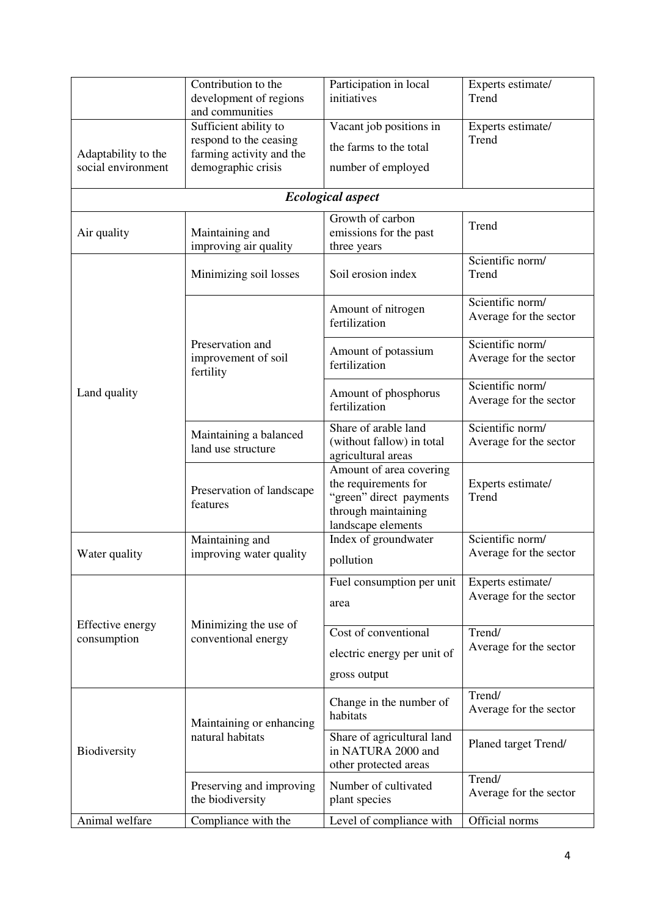|  | Contribution to the development of regions and communities | Participation in local initiatives | Experts estimate/ Trend |
|---|---|---|---|
| Adaptability to the social environment | Sufficient ability to respond to the ceasing farming activity and the demographic crisis | Vacant job positions in the farms to the total number of employed | Experts estimate/ Trend |
| ***Ecological aspect*** | | | |
| Air quality | Maintaining and improving air quality | Growth of carbon emissions for the past three years | Trend |
| Land quality | Minimizing soil losses | Soil erosion index | Scientific norm/ Trend |
| | Preservation and improvement of soil fertility | Amount of nitrogen fertilization | Scientific norm/ Average for the sector |
| | | Amount of potassium fertilization | Scientific norm/ Average for the sector |
| | | Amount of phosphorus fertilization | Scientific norm/ Average for the sector |
| | Maintaining a balanced land use structure | Share of arable land (without fallow) in total agricultural areas | Scientific norm/ Average for the sector |
| | Preservation of landscape features | Amount of area covering the requirements for "green" direct payments through maintaining landscape elements | Experts estimate/ Trend |
| Water quality | Maintaining and improving water quality | Index of groundwater pollution | Scientific norm/ Average for the sector |
| Effective energy consumption | Minimizing the use of conventional energy | Fuel consumption per unit area | Experts estimate/ Average for the sector |
| | | Cost of conventional electric energy per unit of gross output | Trend/ Average for the sector |
| Biodiversity | Maintaining or enhancing natural habitats | Change in the number of habitats | Trend/ Average for the sector |
| | | Share of agricultural land in NATURA 2000 and other protected areas | Planed target Trend/ |
| | Preserving and improving the biodiversity | Number of cultivated plant species | Trend/ Average for the sector |
| Animal welfare | Compliance with the | Level of compliance with | Official norms |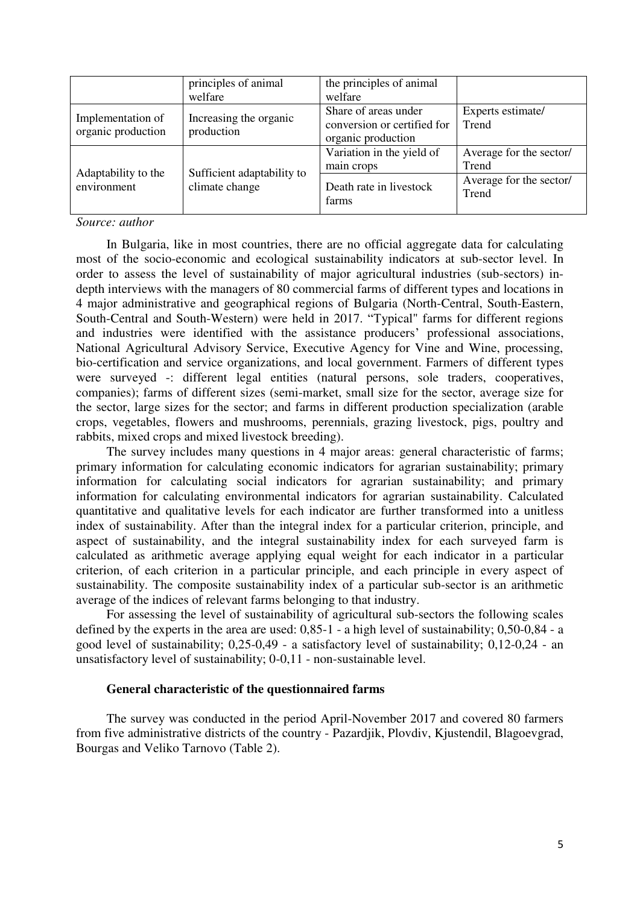| | principles of animal welfare | the principles of animal welfare | |
|---|---|---|---|
| Implementation of organic production | Increasing the organic production | Share of areas under conversion or certified for organic production | Experts estimate/ Trend |
| Adaptability to the environment | Sufficient adaptability to climate change | Variation in the yield of main crops | Average for the sector/ Trend |
| | | Death rate in livestock farms | Average for the sector/ Trend |

*Source: author*

In Bulgaria, like in most countries, there are no official aggregate data for calculating most of the socio-economic and ecological sustainability indicators at sub-sector level. In order to assess the level of sustainability of major agricultural industries (sub-sectors) in-depth interviews with the managers of 80 commercial farms of different types and locations in 4 major administrative and geographical regions of Bulgaria (North-Central, South-Eastern, South-Central and South-Western) were held in 2017. "Typical" farms for different regions and industries were identified with the assistance producers' professional associations, National Agricultural Advisory Service, Executive Agency for Vine and Wine, processing, bio-certification and service organizations, and local government. Farmers of different types were surveyed -: different legal entities (natural persons, sole traders, cooperatives, companies); farms of different sizes (semi-market, small size for the sector, average size for the sector, large sizes for the sector; and farms in different production specialization (arable crops, vegetables, flowers and mushrooms, perennials, grazing livestock, pigs, poultry and rabbits, mixed crops and mixed livestock breeding).

The survey includes many questions in 4 major areas: general characteristic of farms; primary information for calculating economic indicators for agrarian sustainability; primary information for calculating social indicators for agrarian sustainability; and primary information for calculating environmental indicators for agrarian sustainability. Calculated quantitative and qualitative levels for each indicator are further transformed into a unitless index of sustainability. After than the integral index for a particular criterion, principle, and aspect of sustainability, and the integral sustainability index for each surveyed farm is calculated as arithmetic average applying equal weight for each indicator in a particular criterion, of each criterion in a particular principle, and each principle in every aspect of sustainability. The composite sustainability index of a particular sub-sector is an arithmetic average of the indices of relevant farms belonging to that industry.

For assessing the level of sustainability of agricultural sub-sectors the following scales defined by the experts in the area are used: 0,85-1 - a high level of sustainability; 0,50-0,84 - a good level of sustainability; 0,25-0,49 - a satisfactory level of sustainability; 0,12-0,24 - an unsatisfactory level of sustainability; 0-0,11 - non-sustainable level.

**General characteristic of the questionnaired farms**

The survey was conducted in the period April-November 2017 and covered 80 farmers from five administrative districts of the country - Pazardjik, Plovdiv, Kjustendil, Blagoevgrad, Bourgas and Veliko Tarnovo (Table 2).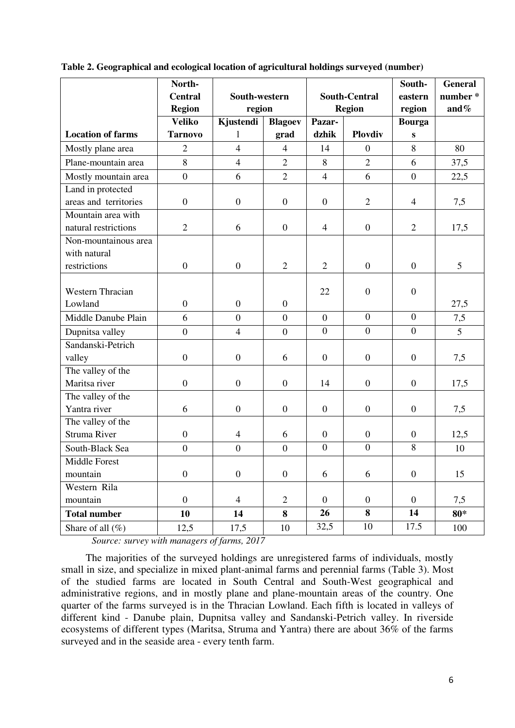**Table 2. Geographical and ecological location of agricultural holdings surveyed (number)**

| | North-Central Region | South-western region | | South-Central Region | | South-eastern region | General number * and% |
|---|---|---|---|---|---|---|---|
| **Location of farms** | **Veliko Tarnovo** | **Kjustendil** | **Blagoevgrad** | **Pazar-dzhik** | **Plovdiv** | **Bourgas** | |
| Mostly plane area | 2 | 4 | 4 | 14 | 0 | 8 | 80 |
| Plane-mountain area | 8 | 4 | 2 | 8 | 2 | 6 | 37,5 |
| Mostly mountain area | 0 | 6 | 2 | 4 | 6 | 0 | 22,5 |
| Land in protected areas and territories | 0 | 0 | 0 | 0 | 2 | 4 | 7,5 |
| Mountain area with natural restrictions | 2 | 6 | 0 | 4 | 0 | 2 | 17,5 |
| Non-mountainous area with natural restrictions | 0 | 0 | 2 | 2 | 0 | 0 | 5 |
| Western Thracian Lowland | 0 | 0 | 0 | 22 | 0 | 0 | 27,5 |
| Middle Danube Plain | 6 | 0 | 0 | 0 | 0 | 0 | 7,5 |
| Dupnitsa valley | 0 | 4 | 0 | 0 | 0 | 0 | 5 |
| Sandanski-Petrich valley | 0 | 0 | 6 | 0 | 0 | 0 | 7,5 |
| The valley of the Maritsa river | 0 | 0 | 0 | 14 | 0 | 0 | 17,5 |
| The valley of the Yantra river | 6 | 0 | 0 | 0 | 0 | 0 | 7,5 |
| The valley of the Struma River | 0 | 4 | 6 | 0 | 0 | 0 | 12,5 |
| South-Black Sea | 0 | 0 | 0 | 0 | 0 | 8 | 10 |
| Middle Forest mountain | 0 | 0 | 0 | 6 | 6 | 0 | 15 |
| Western Rila mountain | 0 | 4 | 2 | 0 | 0 | 0 | 7,5 |
| **Total number** | **10** | **14** | **8** | **26** | **8** | **14** | **80*** |
| Share of all (%) | 12,5 | 17,5 | 10 | 32,5 | 10 | 17.5 | 100 |

*Source: survey with managers of farms, 2017*

The majorities of the surveyed holdings are unregistered farms of individuals, mostly small in size, and specialize in mixed plant-animal farms and perennial farms (Table 3). Most of the studied farms are located in South Central and South-West geographical and administrative regions, and in mostly plane and plane-mountain areas of the country. One quarter of the farms surveyed is in the Thracian Lowland. Each fifth is located in valleys of different kind - Danube plain, Dupnitsa valley and Sandanski-Petrich valley. In riverside ecosystems of different types (Maritsa, Struma and Yantra) there are about 36% of the farms surveyed and in the seaside area - every tenth farm.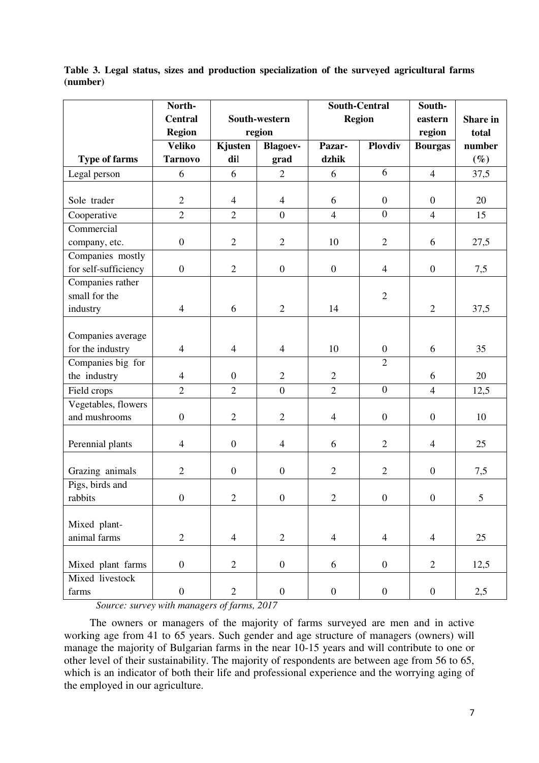**Table 3. Legal status, sizes and production specialization of the surveyed agricultural farms (number)**

| Type of farms | North-Central Region | South-western region | | South-Central Region | | South-eastern region | Share in total number (%) |
|---|---|---|---|---|---|---|---|
| | Veliko Tarnovo | Kjustendil | Blagoevgrad | Pazardzhik | Plovdiv | Bourgas | |
| Legal person | 6 | 6 | 2 | 6 | 6 | 4 | 37,5 |
| Sole trader | 2 | 4 | 4 | 6 | 0 | 0 | 20 |
| Cooperative | 2 | 2 | 0 | 4 | 0 | 4 | 15 |
| Commercial company, etc. | 0 | 2 | 2 | 10 | 2 | 6 | 27,5 |
| Companies mostly for self-sufficiency | 0 | 2 | 0 | 0 | 4 | 0 | 7,5 |
| Companies rather small for the industry | 4 | 6 | 2 | 14 | 2 | 2 | 37,5 |
| Companies average for the industry | 4 | 4 | 4 | 10 | 0 | 6 | 35 |
| Companies big for the industry | 4 | 0 | 2 | 2 | 2 | 6 | 20 |
| Field crops | 2 | 2 | 0 | 2 | 0 | 4 | 12,5 |
| Vegetables, flowers and mushrooms | 0 | 2 | 2 | 4 | 0 | 0 | 10 |
| Perennial plants | 4 | 0 | 4 | 6 | 2 | 4 | 25 |
| Grazing animals | 2 | 0 | 0 | 2 | 2 | 0 | 7,5 |
| Pigs, birds and rabbits | 0 | 2 | 0 | 2 | 0 | 0 | 5 |
| Mixed plant-animal farms | 2 | 4 | 2 | 4 | 4 | 4 | 25 |
| Mixed plant farms | 0 | 2 | 0 | 6 | 0 | 2 | 12,5 |
| Mixed livestock farms | 0 | 2 | 0 | 0 | 0 | 0 | 2,5 |

*Source: survey with managers of farms, 2017*

The owners or managers of the majority of farms surveyed are men and in active working age from 41 to 65 years. Such gender and age structure of managers (owners) will manage the majority of Bulgarian farms in the near 10-15 years and will contribute to one or other level of their sustainability. The majority of respondents are between age from 56 to 65, which is an indicator of both their life and professional experience and the worrying aging of the employed in our agriculture.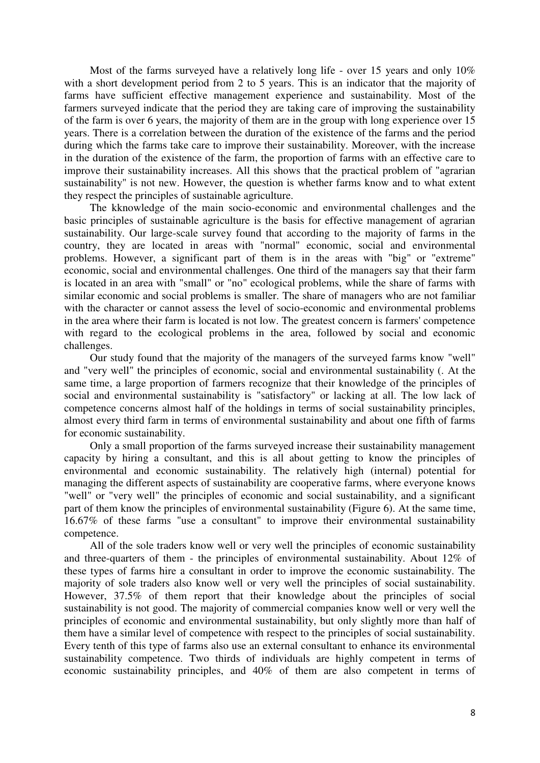Most of the farms surveyed have a relatively long life - over 15 years and only 10% with a short development period from 2 to 5 years. This is an indicator that the majority of farms have sufficient effective management experience and sustainability. Most of the farmers surveyed indicate that the period they are taking care of improving the sustainability of the farm is over 6 years, the majority of them are in the group with long experience over 15 years. There is a correlation between the duration of the existence of the farms and the period during which the farms take care to improve their sustainability. Moreover, with the increase in the duration of the existence of the farm, the proportion of farms with an effective care to improve their sustainability increases. All this shows that the practical problem of "agrarian sustainability" is not new. However, the question is whether farms know and to what extent they respect the principles of sustainable agriculture.

The kknowledge of the main socio-economic and environmental challenges and the basic principles of sustainable agriculture is the basis for effective management of agrarian sustainability. Our large-scale survey found that according to the majority of farms in the country, they are located in areas with "normal" economic, social and environmental problems. However, a significant part of them is in the areas with "big" or "extreme" economic, social and environmental challenges. One third of the managers say that their farm is located in an area with "small" or "no" ecological problems, while the share of farms with similar economic and social problems is smaller. The share of managers who are not familiar with the character or cannot assess the level of socio-economic and environmental problems in the area where their farm is located is not low. The greatest concern is farmers' competence with regard to the ecological problems in the area, followed by social and economic challenges.

Our study found that the majority of the managers of the surveyed farms know "well" and "very well" the principles of economic, social and environmental sustainability (. At the same time, a large proportion of farmers recognize that their knowledge of the principles of social and environmental sustainability is "satisfactory" or lacking at all. The low lack of competence concerns almost half of the holdings in terms of social sustainability principles, almost every third farm in terms of environmental sustainability and about one fifth of farms for economic sustainability.

Only a small proportion of the farms surveyed increase their sustainability management capacity by hiring a consultant, and this is all about getting to know the principles of environmental and economic sustainability. The relatively high (internal) potential for managing the different aspects of sustainability are cooperative farms, where everyone knows "well" or "very well" the principles of economic and social sustainability, and a significant part of them know the principles of environmental sustainability (Figure 6). At the same time, 16.67% of these farms "use a consultant" to improve their environmental sustainability competence.

All of the sole traders know well or very well the principles of economic sustainability and three-quarters of them - the principles of environmental sustainability. About 12% of these types of farms hire a consultant in order to improve the economic sustainability. The majority of sole traders also know well or very well the principles of social sustainability. However, 37.5% of them report that their knowledge about the principles of social sustainability is not good. The majority of commercial companies know well or very well the principles of economic and environmental sustainability, but only slightly more than half of them have a similar level of competence with respect to the principles of social sustainability. Every tenth of this type of farms also use an external consultant to enhance its environmental sustainability competence. Two thirds of individuals are highly competent in terms of economic sustainability principles, and 40% of them are also competent in terms of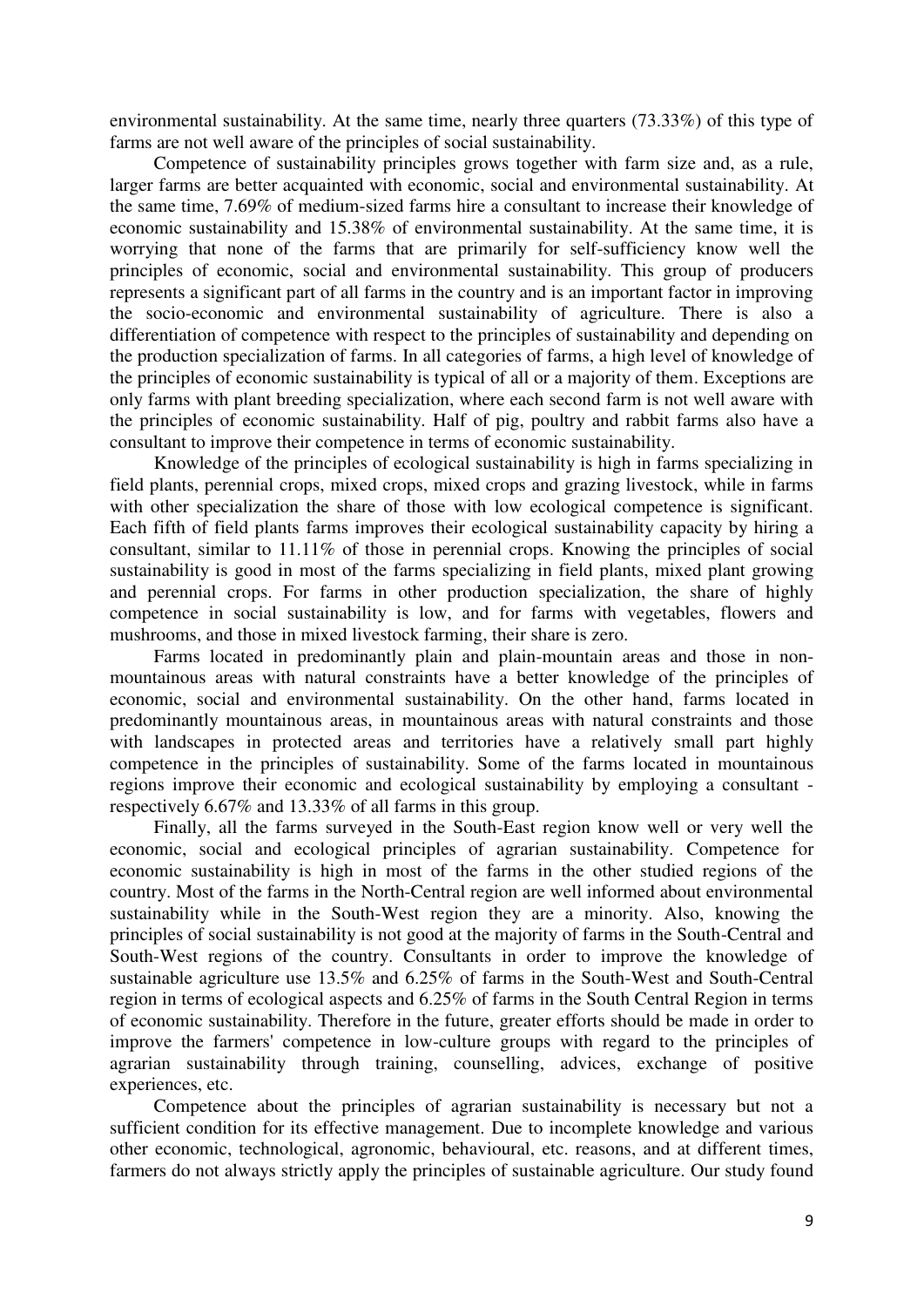environmental sustainability. At the same time, nearly three quarters (73.33%) of this type of farms are not well aware of the principles of social sustainability.

Competence of sustainability principles grows together with farm size and, as a rule, larger farms are better acquainted with economic, social and environmental sustainability. At the same time, 7.69% of medium-sized farms hire a consultant to increase their knowledge of economic sustainability and 15.38% of environmental sustainability. At the same time, it is worrying that none of the farms that are primarily for self-sufficiency know well the principles of economic, social and environmental sustainability. This group of producers represents a significant part of all farms in the country and is an important factor in improving the socio-economic and environmental sustainability of agriculture. There is also a differentiation of competence with respect to the principles of sustainability and depending on the production specialization of farms. In all categories of farms, a high level of knowledge of the principles of economic sustainability is typical of all or a majority of them. Exceptions are only farms with plant breeding specialization, where each second farm is not well aware with the principles of economic sustainability. Half of pig, poultry and rabbit farms also have a consultant to improve their competence in terms of economic sustainability.

Knowledge of the principles of ecological sustainability is high in farms specializing in field plants, perennial crops, mixed crops, mixed crops and grazing livestock, while in farms with other specialization the share of those with low ecological competence is significant. Each fifth of field plants farms improves their ecological sustainability capacity by hiring a consultant, similar to 11.11% of those in perennial crops. Knowing the principles of social sustainability is good in most of the farms specializing in field plants, mixed plant growing and perennial crops. For farms in other production specialization, the share of highly competence in social sustainability is low, and for farms with vegetables, flowers and mushrooms, and those in mixed livestock farming, their share is zero.

Farms located in predominantly plain and plain-mountain areas and those in non-mountainous areas with natural constraints have a better knowledge of the principles of economic, social and environmental sustainability. On the other hand, farms located in predominantly mountainous areas, in mountainous areas with natural constraints and those with landscapes in protected areas and territories have a relatively small part highly competence in the principles of sustainability. Some of the farms located in mountainous regions improve their economic and ecological sustainability by employing a consultant - respectively 6.67% and 13.33% of all farms in this group.

Finally, all the farms surveyed in the South-East region know well or very well the economic, social and ecological principles of agrarian sustainability. Competence for economic sustainability is high in most of the farms in the other studied regions of the country. Most of the farms in the North-Central region are well informed about environmental sustainability while in the South-West region they are a minority. Also, knowing the principles of social sustainability is not good at the majority of farms in the South-Central and South-West regions of the country. Consultants in order to improve the knowledge of sustainable agriculture use 13.5% and 6.25% of farms in the South-West and South-Central region in terms of ecological aspects and 6.25% of farms in the South Central Region in terms of economic sustainability. Therefore in the future, greater efforts should be made in order to improve the farmers' competence in low-culture groups with regard to the principles of agrarian sustainability through training, counselling, advices, exchange of positive experiences, etc.

Competence about the principles of agrarian sustainability is necessary but not a sufficient condition for its effective management. Due to incomplete knowledge and various other economic, technological, agronomic, behavioural, etc. reasons, and at different times, farmers do not always strictly apply the principles of sustainable agriculture. Our study found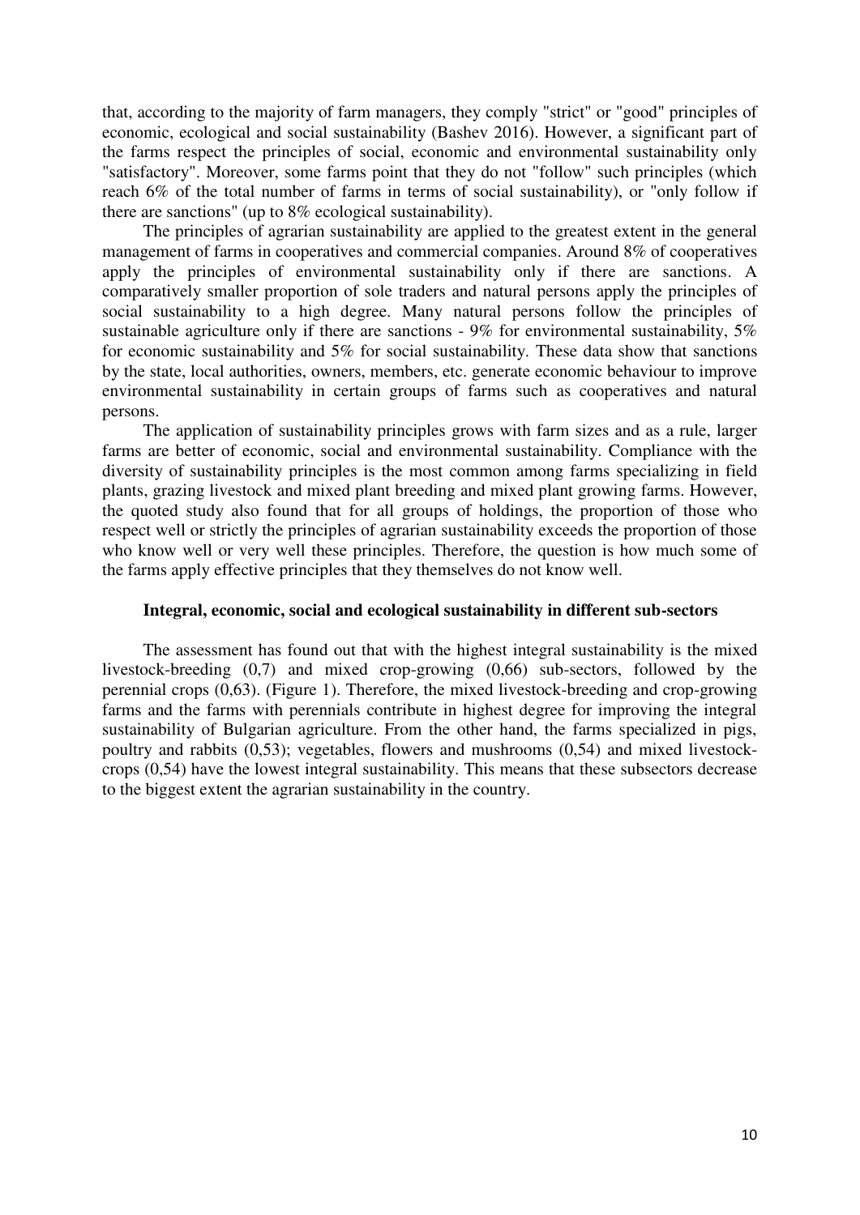that, according to the majority of farm managers, they comply "strict" or "good" principles of economic, ecological and social sustainability (Bashev 2016). However, a significant part of the farms respect the principles of social, economic and environmental sustainability only "satisfactory". Moreover, some farms point that they do not "follow" such principles (which reach 6% of the total number of farms in terms of social sustainability), or "only follow if there are sanctions" (up to 8% ecological sustainability).

The principles of agrarian sustainability are applied to the greatest extent in the general management of farms in cooperatives and commercial companies. Around 8% of cooperatives apply the principles of environmental sustainability only if there are sanctions. A comparatively smaller proportion of sole traders and natural persons apply the principles of social sustainability to a high degree. Many natural persons follow the principles of sustainable agriculture only if there are sanctions - 9% for environmental sustainability, 5% for economic sustainability and 5% for social sustainability. These data show that sanctions by the state, local authorities, owners, members, etc. generate economic behaviour to improve environmental sustainability in certain groups of farms such as cooperatives and natural persons.

The application of sustainability principles grows with farm sizes and as a rule, larger farms are better of economic, social and environmental sustainability. Compliance with the diversity of sustainability principles is the most common among farms specializing in field plants, grazing livestock and mixed plant breeding and mixed plant growing farms. However, the quoted study also found that for all groups of holdings, the proportion of those who respect well or strictly the principles of agrarian sustainability exceeds the proportion of those who know well or very well these principles. Therefore, the question is how much some of the farms apply effective principles that they themselves do not know well.

**Integral, economic, social and ecological sustainability in different sub-sectors**

The assessment has found out that with the highest integral sustainability is the mixed livestock-breeding (0,7) and mixed crop-growing (0,66) sub-sectors, followed by the perennial crops (0,63). (Figure 1). Therefore, the mixed livestock-breeding and crop-growing farms and the farms with perennials contribute in highest degree for improving the integral sustainability of Bulgarian agriculture. From the other hand, the farms specialized in pigs, poultry and rabbits (0,53); vegetables, flowers and mushrooms (0,54) and mixed livestock-crops (0,54) have the lowest integral sustainability. This means that these subsectors decrease to the biggest extent the agrarian sustainability in the country.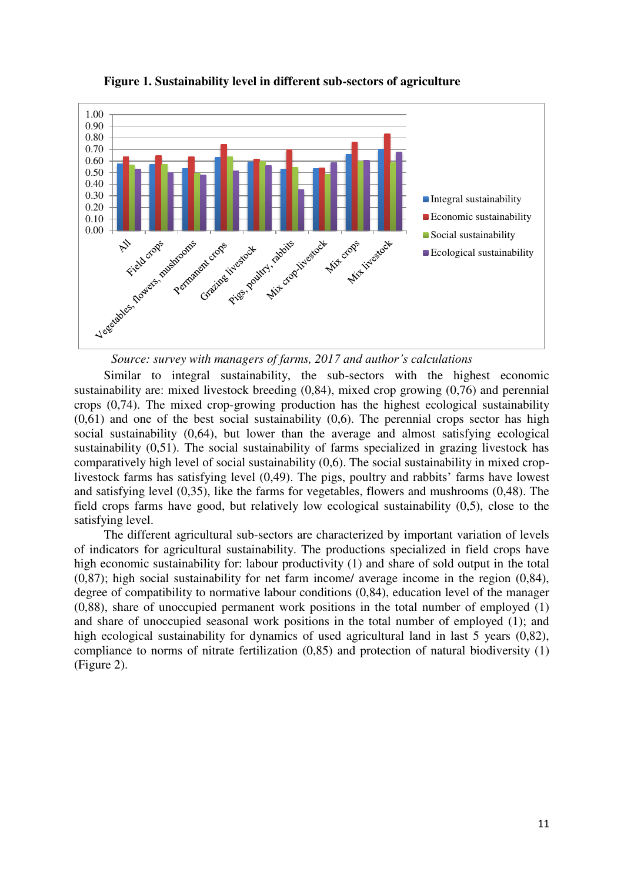**Figure 1. Sustainability level in different sub-sectors of agriculture**

*Source: survey with managers of farms, 2017 and author's calculations*

Similar to integral sustainability, the sub-sectors with the highest economic sustainability are: mixed livestock breeding (0,84), mixed crop growing (0,76) and perennial crops (0,74). The mixed crop-growing production has the highest ecological sustainability (0,61) and one of the best social sustainability (0,6). The perennial crops sector has high social sustainability (0,64), but lower than the average and almost satisfying ecological sustainability (0,51). The social sustainability of farms specialized in grazing livestock has comparatively high level of social sustainability (0,6). The social sustainability in mixed crop-livestock farms has satisfying level (0,49). The pigs, poultry and rabbits' farms have lowest and satisfying level (0,35), like the farms for vegetables, flowers and mushrooms (0,48). The field crops farms have good, but relatively low ecological sustainability (0,5), close to the satisfying level.

The different agricultural sub-sectors are characterized by important variation of levels of indicators for agricultural sustainability. The productions specialized in field crops have high economic sustainability for: labour productivity (1) and share of sold output in the total (0,87); high social sustainability for net farm income/ average income in the region (0,84), degree of compatibility to normative labour conditions (0,84), education level of the manager (0,88), share of unoccupied permanent work positions in the total number of employed (1) and share of unoccupied seasonal work positions in the total number of employed (1); and high ecological sustainability for dynamics of used agricultural land in last 5 years (0,82), compliance to norms of nitrate fertilization (0,85) and protection of natural biodiversity (1) (Figure 2).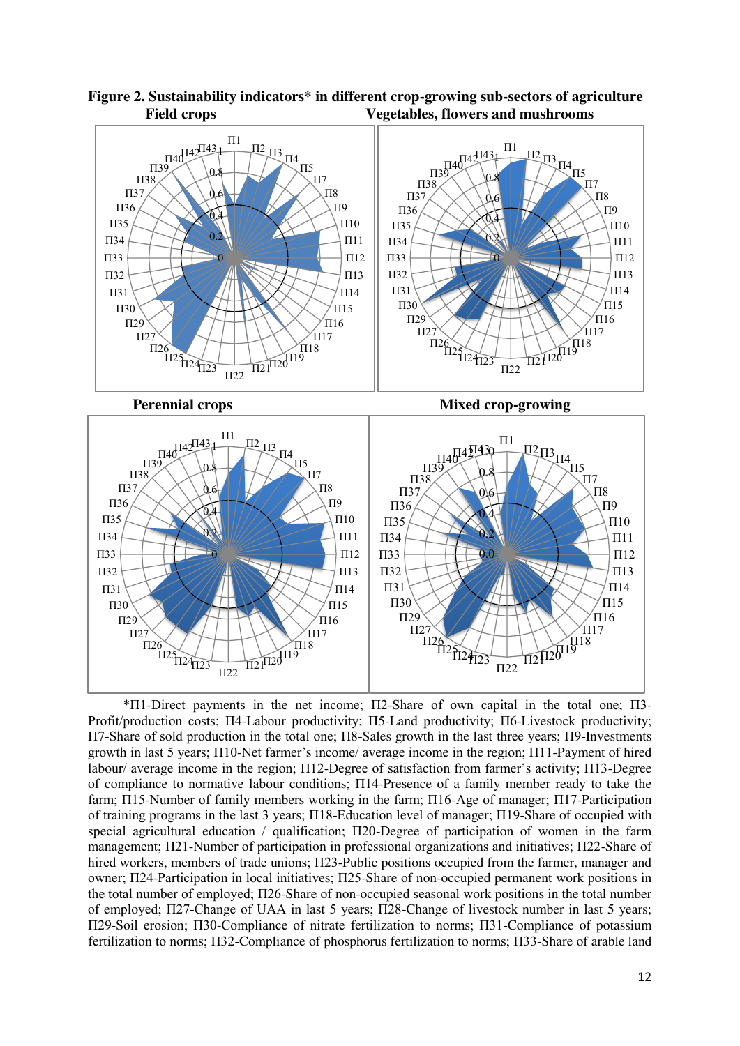**Figure 2. Sustainability indicators* in different crop-growing sub-sectors of agriculture**

*Π1-Direct payments in the net income; Π2-Share of own capital in the total one; Π3-Profit/production costs; Π4-Labour productivity; Π5-Land productivity; Π6-Livestock productivity; Π7-Share of sold production in the total one; Π8-Sales growth in the last three years; Π9-Investments growth in last 5 years; Π10-Net farmer's income/ average income in the region; Π11-Payment of hired labour/ average income in the region; Π12-Degree of satisfaction from farmer's activity; Π13-Degree of compliance to normative labour conditions; Π14-Presence of a family member ready to take the farm; Π15-Number of family members working in the farm; Π16-Age of manager; Π17-Participation of training programs in the last 3 years; Π18-Education level of manager; Π19-Share of occupied with special agricultural education / qualification; Π20-Degree of participation of women in the farm management; Π21-Number of participation in professional organizations and initiatives; Π22-Share of hired workers, members of trade unions; Π23-Public positions occupied from the farmer, manager and owner; Π24-Participation in local initiatives; Π25-Share of non-occupied permanent work positions in the total number of employed; Π26-Share of non-occupied seasonal work positions in the total number of employed; Π27-Change of UAA in last 5 years; Π28-Change of livestock number in last 5 years; Π29-Soil erosion; Π30-Compliance of nitrate fertilization to norms; Π31-Compliance of potassium fertilization to norms; Π32-Compliance of phosphorus fertilization to norms; Π33-Share of arable land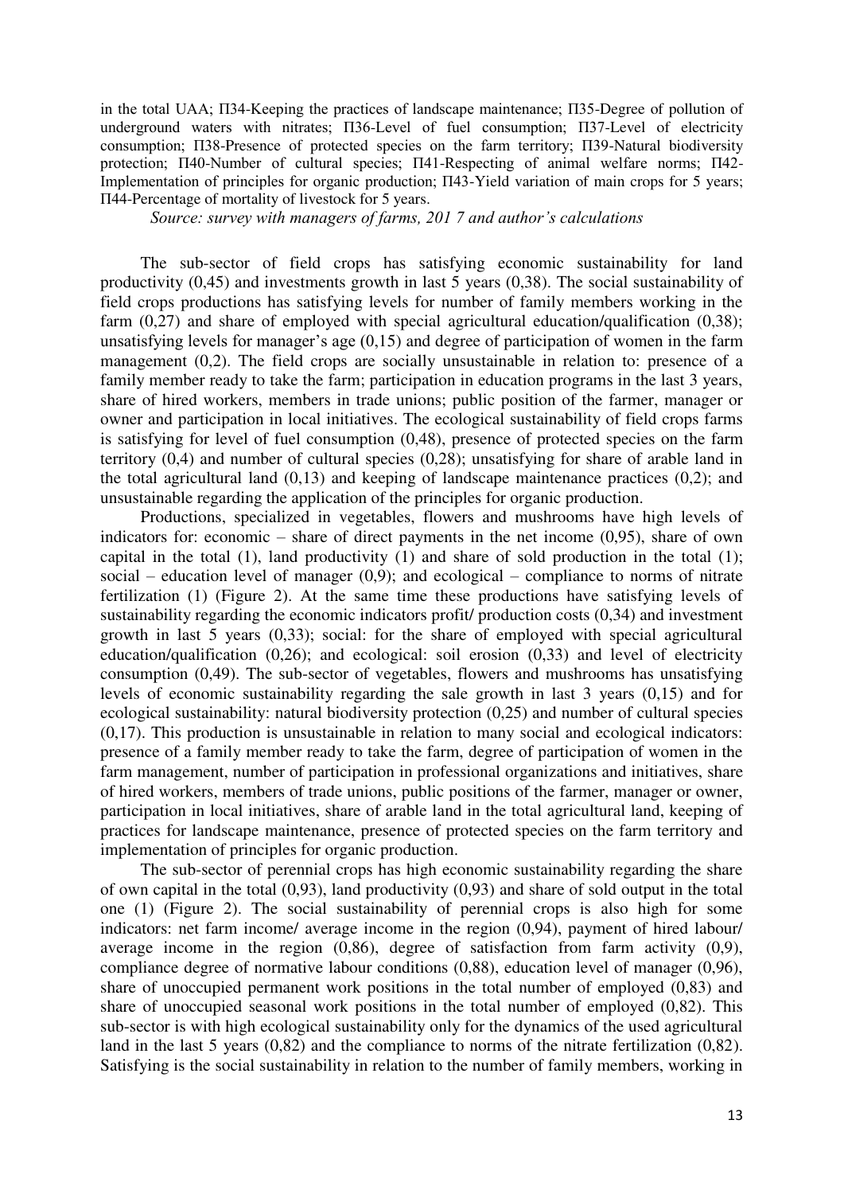in the total UAA; П34-Keeping the practices of landscape maintenance; П35-Degree of pollution of underground waters with nitrates; П36-Level of fuel consumption; П37-Level of electricity consumption; П38-Presence of protected species on the farm territory; П39-Natural biodiversity protection; П40-Number of cultural species; П41-Respecting of animal welfare norms; П42-Implementation of principles for organic production; П43-Yield variation of main crops for 5 years; П44-Percentage of mortality of livestock for 5 years.

*Source: survey with managers of farms, 201 7 and author's calculations*

The sub-sector of field crops has satisfying economic sustainability for land productivity (0,45) and investments growth in last 5 years (0,38). The social sustainability of field crops productions has satisfying levels for number of family members working in the farm (0,27) and share of employed with special agricultural education/qualification (0,38); unsatisfying levels for manager's age (0,15) and degree of participation of women in the farm management (0,2). The field crops are socially unsustainable in relation to: presence of a family member ready to take the farm; participation in education programs in the last 3 years, share of hired workers, members in trade unions; public position of the farmer, manager or owner and participation in local initiatives. The ecological sustainability of field crops farms is satisfying for level of fuel consumption (0,48), presence of protected species on the farm territory (0,4) and number of cultural species (0,28); unsatisfying for share of arable land in the total agricultural land (0,13) and keeping of landscape maintenance practices (0,2); and unsustainable regarding the application of the principles for organic production.

Productions, specialized in vegetables, flowers and mushrooms have high levels of indicators for: economic – share of direct payments in the net income (0,95), share of own capital in the total (1), land productivity (1) and share of sold production in the total (1); social – education level of manager (0,9); and ecological – compliance to norms of nitrate fertilization (1) (Figure 2). At the same time these productions have satisfying levels of sustainability regarding the economic indicators profit/ production costs (0,34) and investment growth in last 5 years (0,33); social: for the share of employed with special agricultural education/qualification (0,26); and ecological: soil erosion (0,33) and level of electricity consumption (0,49). The sub-sector of vegetables, flowers and mushrooms has unsatisfying levels of economic sustainability regarding the sale growth in last 3 years (0,15) and for ecological sustainability: natural biodiversity protection (0,25) and number of cultural species (0,17). This production is unsustainable in relation to many social and ecological indicators: presence of a family member ready to take the farm, degree of participation of women in the farm management, number of participation in professional organizations and initiatives, share of hired workers, members of trade unions, public positions of the farmer, manager or owner, participation in local initiatives, share of arable land in the total agricultural land, keeping of practices for landscape maintenance, presence of protected species on the farm territory and implementation of principles for organic production.

The sub-sector of perennial crops has high economic sustainability regarding the share of own capital in the total (0,93), land productivity (0,93) and share of sold output in the total one (1) (Figure 2). The social sustainability of perennial crops is also high for some indicators: net farm income/ average income in the region (0,94), payment of hired labour/ average income in the region (0,86), degree of satisfaction from farm activity (0,9), compliance degree of normative labour conditions (0,88), education level of manager (0,96), share of unoccupied permanent work positions in the total number of employed (0,83) and share of unoccupied seasonal work positions in the total number of employed (0,82). This sub-sector is with high ecological sustainability only for the dynamics of the used agricultural land in the last 5 years (0,82) and the compliance to norms of the nitrate fertilization (0,82). Satisfying is the social sustainability in relation to the number of family members, working in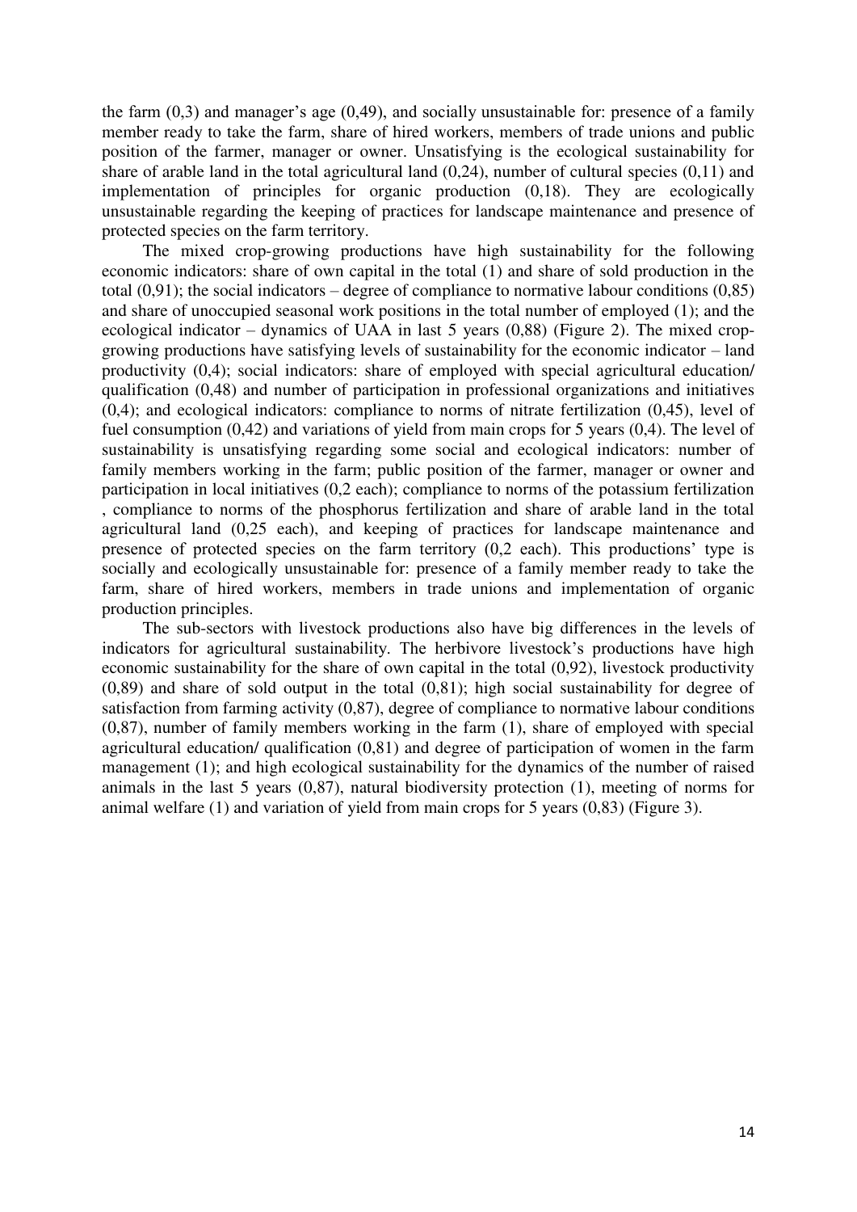the farm (0,3) and manager's age (0,49), and socially unsustainable for: presence of a family member ready to take the farm, share of hired workers, members of trade unions and public position of the farmer, manager or owner. Unsatisfying is the ecological sustainability for share of arable land in the total agricultural land (0,24), number of cultural species (0,11) and implementation of principles for organic production (0,18). They are ecologically unsustainable regarding the keeping of practices for landscape maintenance and presence of protected species on the farm territory.

The mixed crop-growing productions have high sustainability for the following economic indicators: share of own capital in the total (1) and share of sold production in the total (0,91); the social indicators – degree of compliance to normative labour conditions (0,85) and share of unoccupied seasonal work positions in the total number of employed (1); and the ecological indicator – dynamics of UAA in last 5 years (0,88) (Figure 2). The mixed crop-growing productions have satisfying levels of sustainability for the economic indicator – land productivity (0,4); social indicators: share of employed with special agricultural education/ qualification (0,48) and number of participation in professional organizations and initiatives (0,4); and ecological indicators: compliance to norms of nitrate fertilization (0,45), level of fuel consumption (0,42) and variations of yield from main crops for 5 years (0,4). The level of sustainability is unsatisfying regarding some social and ecological indicators: number of family members working in the farm; public position of the farmer, manager or owner and participation in local initiatives (0,2 each); compliance to norms of the potassium fertilization , compliance to norms of the phosphorus fertilization and share of arable land in the total agricultural land (0,25 each), and keeping of practices for landscape maintenance and presence of protected species on the farm territory (0,2 each). This productions' type is socially and ecologically unsustainable for: presence of a family member ready to take the farm, share of hired workers, members in trade unions and implementation of organic production principles.

The sub-sectors with livestock productions also have big differences in the levels of indicators for agricultural sustainability. The herbivore livestock's productions have high economic sustainability for the share of own capital in the total (0,92), livestock productivity (0,89) and share of sold output in the total (0,81); high social sustainability for degree of satisfaction from farming activity (0,87), degree of compliance to normative labour conditions (0,87), number of family members working in the farm (1), share of employed with special agricultural education/ qualification (0,81) and degree of participation of women in the farm management (1); and high ecological sustainability for the dynamics of the number of raised animals in the last 5 years (0,87), natural biodiversity protection (1), meeting of norms for animal welfare (1) and variation of yield from main crops for 5 years (0,83) (Figure 3).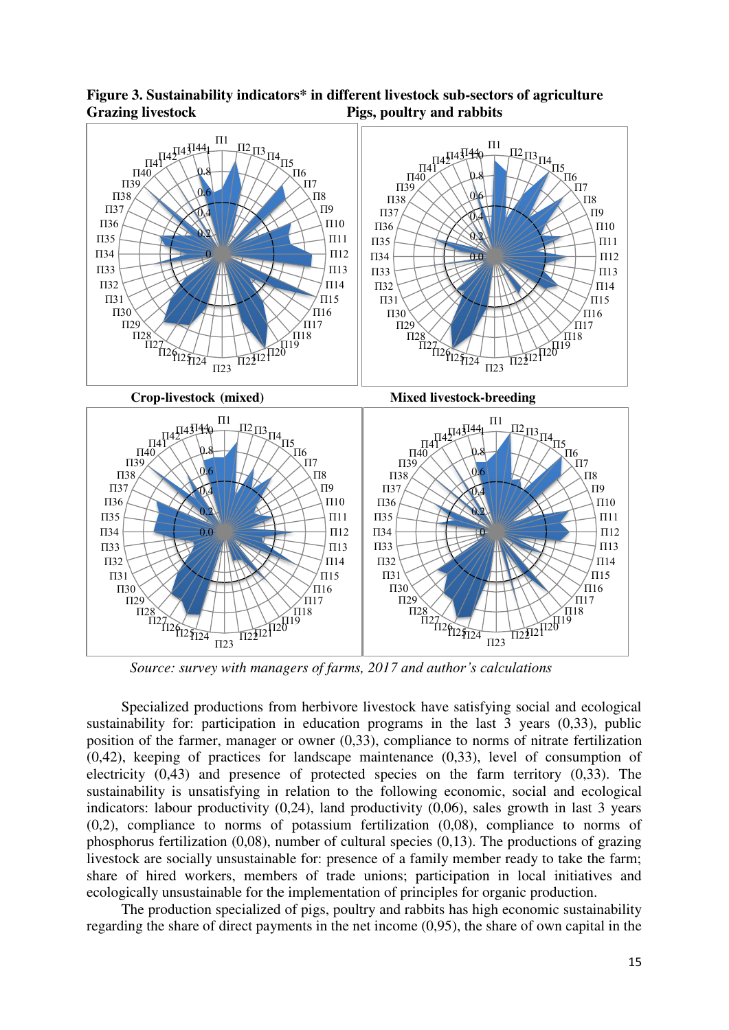**Figure 3. Sustainability indicators* in different livestock sub-sectors of agriculture**

**Grazing livestock** | **Pigs, poultry and rabbits**

**Crop-livestock (mixed)** | **Mixed livestock-breeding**

*Source: survey with managers of farms, 2017 and author's calculations*

Specialized productions from herbivore livestock have satisfying social and ecological sustainability for: participation in education programs in the last 3 years (0,33), public position of the farmer, manager or owner (0,33), compliance to norms of nitrate fertilization (0,42), keeping of practices for landscape maintenance (0,33), level of consumption of electricity (0,43) and presence of protected species on the farm territory (0,33). The sustainability is unsatisfying in relation to the following economic, social and ecological indicators: labour productivity (0,24), land productivity (0,06), sales growth in last 3 years (0,2), compliance to norms of potassium fertilization (0,08), compliance to norms of phosphorus fertilization (0,08), number of cultural species (0,13). The productions of grazing livestock are socially unsustainable for: presence of a family member ready to take the farm; share of hired workers, members of trade unions; participation in local initiatives and ecologically unsustainable for the implementation of principles for organic production.

The production specialized of pigs, poultry and rabbits has high economic sustainability regarding the share of direct payments in the net income (0,95), the share of own capital in the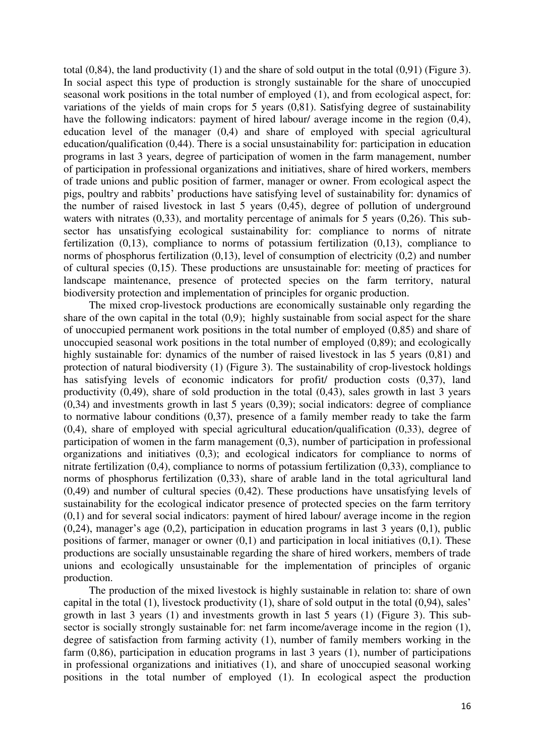total (0,84), the land productivity (1) and the share of sold output in the total (0,91) (Figure 3). In social aspect this type of production is strongly sustainable for the share of unoccupied seasonal work positions in the total number of employed (1), and from ecological aspect, for: variations of the yields of main crops for 5 years (0,81). Satisfying degree of sustainability have the following indicators: payment of hired labour/ average income in the region (0,4), education level of the manager (0,4) and share of employed with special agricultural education/qualification (0,44). There is a social unsustainability for: participation in education programs in last 3 years, degree of participation of women in the farm management, number of participation in professional organizations and initiatives, share of hired workers, members of trade unions and public position of farmer, manager or owner. From ecological aspect the pigs, poultry and rabbits' productions have satisfying level of sustainability for: dynamics of the number of raised livestock in last 5 years (0,45), degree of pollution of underground waters with nitrates (0,33), and mortality percentage of animals for 5 years (0,26). This sub-sector has unsatisfying ecological sustainability for: compliance to norms of nitrate fertilization (0,13), compliance to norms of potassium fertilization (0,13), compliance to norms of phosphorus fertilization (0,13), level of consumption of electricity (0,2) and number of cultural species (0,15). These productions are unsustainable for: meeting of practices for landscape maintenance, presence of protected species on the farm territory, natural biodiversity protection and implementation of principles for organic production.

The mixed crop-livestock productions are economically sustainable only regarding the share of the own capital in the total (0,9); highly sustainable from social aspect for the share of unoccupied permanent work positions in the total number of employed (0,85) and share of unoccupied seasonal work positions in the total number of employed (0,89); and ecologically highly sustainable for: dynamics of the number of raised livestock in las 5 years (0,81) and protection of natural biodiversity (1) (Figure 3). The sustainability of crop-livestock holdings has satisfying levels of economic indicators for profit/ production costs (0,37), land productivity (0,49), share of sold production in the total (0,43), sales growth in last 3 years (0,34) and investments growth in last 5 years (0,39); social indicators: degree of compliance to normative labour conditions (0,37), presence of a family member ready to take the farm (0,4), share of employed with special agricultural education/qualification (0,33), degree of participation of women in the farm management (0,3), number of participation in professional organizations and initiatives (0,3); and ecological indicators for compliance to norms of nitrate fertilization (0,4), compliance to norms of potassium fertilization (0,33), compliance to norms of phosphorus fertilization (0,33), share of arable land in the total agricultural land (0,49) and number of cultural species (0,42). These productions have unsatisfying levels of sustainability for the ecological indicator presence of protected species on the farm territory (0,1) and for several social indicators: payment of hired labour/ average income in the region (0,24), manager's age (0,2), participation in education programs in last 3 years (0,1), public positions of farmer, manager or owner (0,1) and participation in local initiatives (0,1). These productions are socially unsustainable regarding the share of hired workers, members of trade unions and ecologically unsustainable for the implementation of principles of organic production.

The production of the mixed livestock is highly sustainable in relation to: share of own capital in the total (1), livestock productivity (1), share of sold output in the total (0,94), sales' growth in last 3 years (1) and investments growth in last 5 years (1) (Figure 3). This sub-sector is socially strongly sustainable for: net farm income/average income in the region (1), degree of satisfaction from farming activity (1), number of family members working in the farm (0,86), participation in education programs in last 3 years (1), number of participations in professional organizations and initiatives (1), and share of unoccupied seasonal working positions in the total number of employed (1). In ecological aspect the production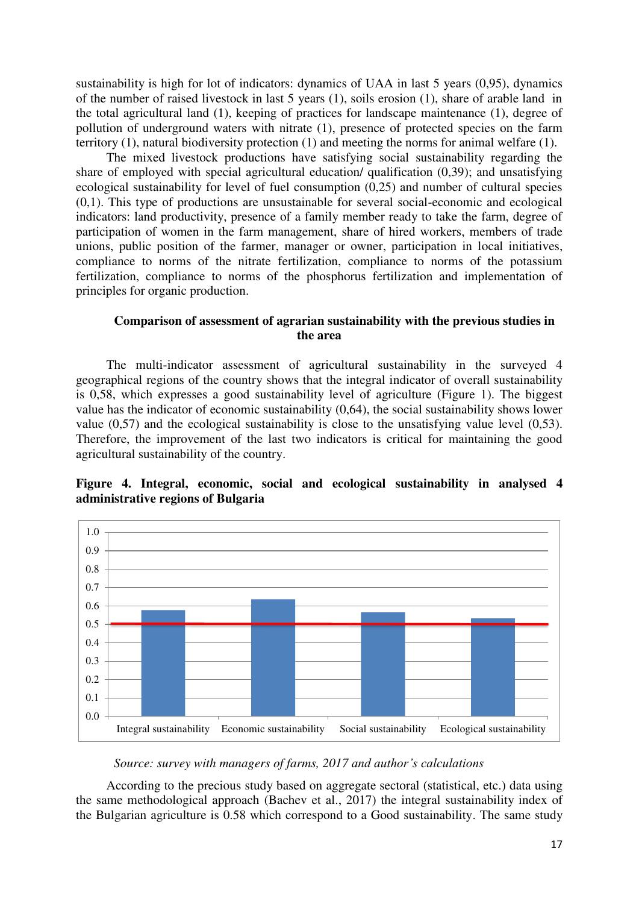sustainability is high for lot of indicators: dynamics of UAA in last 5 years (0,95), dynamics of the number of raised livestock in last 5 years (1), soils erosion (1), share of arable land in the total agricultural land (1), keeping of practices for landscape maintenance (1), degree of pollution of underground waters with nitrate (1), presence of protected species on the farm territory (1), natural biodiversity protection (1) and meeting the norms for animal welfare (1).

The mixed livestock productions have satisfying social sustainability regarding the share of employed with special agricultural education/ qualification (0,39); and unsatisfying ecological sustainability for level of fuel consumption (0,25) and number of cultural species (0,1). This type of productions are unsustainable for several social-economic and ecological indicators: land productivity, presence of a family member ready to take the farm, degree of participation of women in the farm management, share of hired workers, members of trade unions, public position of the farmer, manager or owner, participation in local initiatives, compliance to norms of the nitrate fertilization, compliance to norms of the potassium fertilization, compliance to norms of the phosphorus fertilization and implementation of principles for organic production.

### Comparison of assessment of agrarian sustainability with the previous studies in the area

The multi-indicator assessment of agricultural sustainability in the surveyed 4 geographical regions of the country shows that the integral indicator of overall sustainability is 0,58, which expresses a good sustainability level of agriculture (Figure 1). The biggest value has the indicator of economic sustainability (0,64), the social sustainability shows lower value (0,57) and the ecological sustainability is close to the unsatisfying value level (0,53). Therefore, the improvement of the last two indicators is critical for maintaining the good agricultural sustainability of the country.

**Figure 4. Integral, economic, social and ecological sustainability in analysed 4 administrative regions of Bulgaria**

| Category | Value |
|---|---|
| Integral sustainability | 0.58 |
| Economic sustainability | 0.64 |
| Social sustainability | 0.57 |
| Ecological sustainability | 0.53 |

*Source: survey with managers of farms, 2017 and author's calculations*

According to the precious study based on aggregate sectoral (statistical, etc.) data using the same methodological approach (Bachev et al., 2017) the integral sustainability index of the Bulgarian agriculture is 0.58 which correspond to a Good sustainability. The same study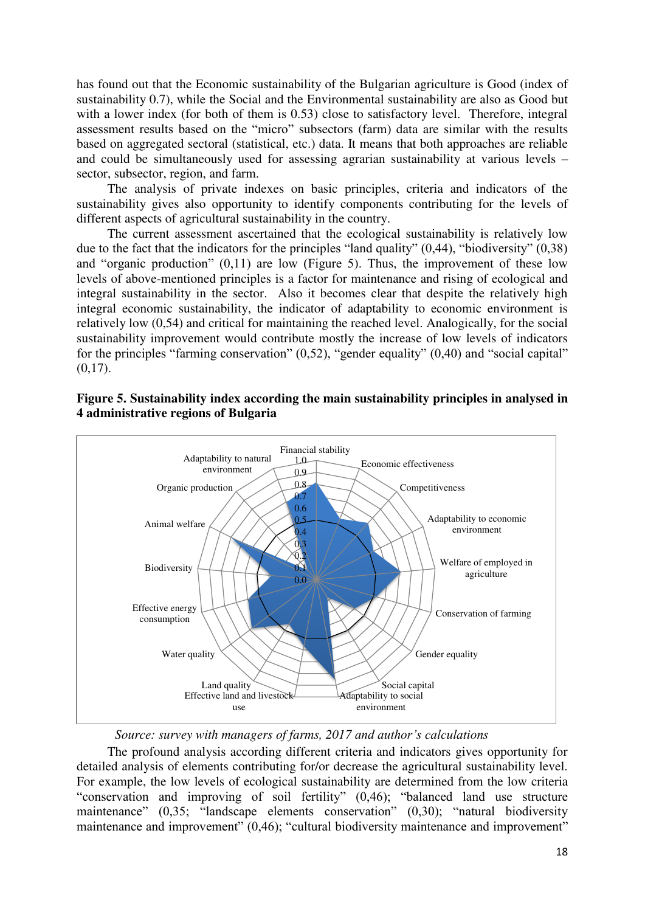has found out that the Economic sustainability of the Bulgarian agriculture is Good (index of sustainability 0.7), while the Social and the Environmental sustainability are also as Good but with a lower index (for both of them is 0.53) close to satisfactory level. Therefore, integral assessment results based on the "micro" subsectors (farm) data are similar with the results based on aggregated sectoral (statistical, etc.) data. It means that both approaches are reliable and could be simultaneously used for assessing agrarian sustainability at various levels – sector, subsector, region, and farm.

The analysis of private indexes on basic principles, criteria and indicators of the sustainability gives also opportunity to identify components contributing for the levels of different aspects of agricultural sustainability in the country.

The current assessment ascertained that the ecological sustainability is relatively low due to the fact that the indicators for the principles "land quality" (0,44), "biodiversity" (0,38) and "organic production" (0,11) are low (Figure 5). Thus, the improvement of these low levels of above-mentioned principles is a factor for maintenance and rising of ecological and integral sustainability in the sector. Also it becomes clear that despite the relatively high integral economic sustainability, the indicator of adaptability to economic environment is relatively low (0,54) and critical for maintaining the reached level. Analogically, for the social sustainability improvement would contribute mostly the increase of low levels of indicators for the principles "farming conservation" (0,52), "gender equality" (0,40) and "social capital" (0,17).

**Figure 5. Sustainability index according the main sustainability principles in analysed in 4 administrative regions of Bulgaria**

*Source: survey with managers of farms, 2017 and author's calculations*

The profound analysis according different criteria and indicators gives opportunity for detailed analysis of elements contributing for/or decrease the agricultural sustainability level. For example, the low levels of ecological sustainability are determined from the low criteria "conservation and improving of soil fertility" (0,46); "balanced land use structure maintenance" (0,35; "landscape elements conservation" (0,30); "natural biodiversity maintenance and improvement" (0,46); "cultural biodiversity maintenance and improvement"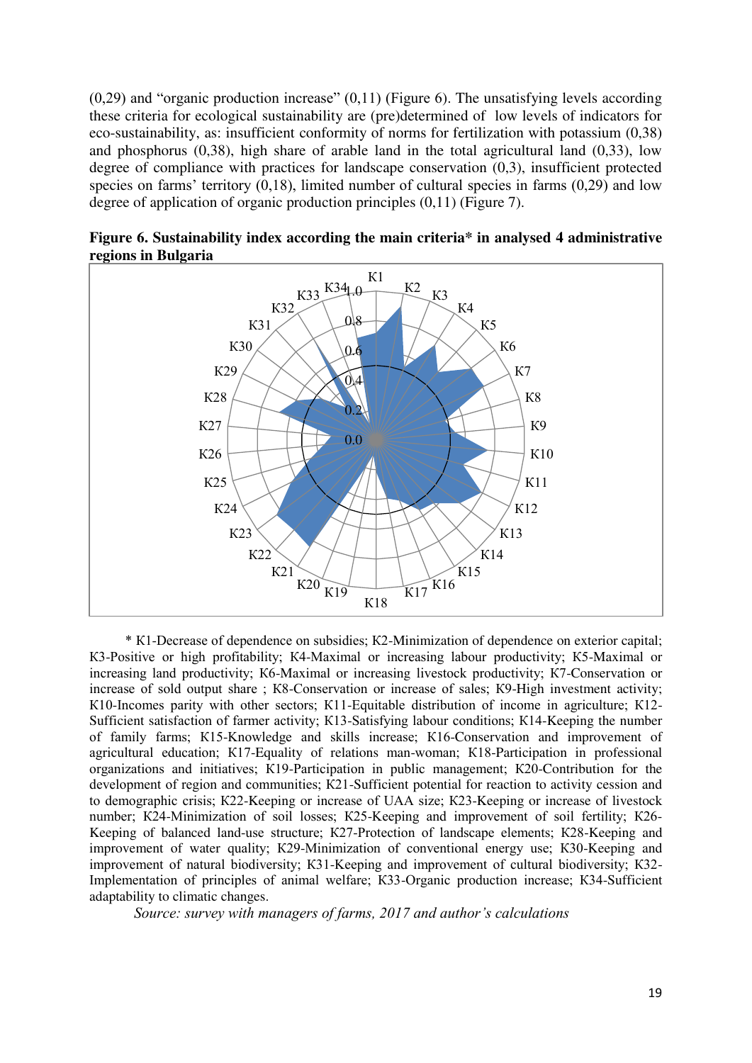(0,29) and "organic production increase" (0,11) (Figure 6). The unsatisfying levels according these criteria for ecological sustainability are (pre)determined of low levels of indicators for eco-sustainability, as: insufficient conformity of norms for fertilization with potassium (0,38) and phosphorus (0,38), high share of arable land in the total agricultural land (0,33), low degree of compliance with practices for landscape conservation (0,3), insufficient protected species on farms' territory (0,18), limited number of cultural species in farms (0,29) and low degree of application of organic production principles (0,11) (Figure 7).

**Figure 6. Sustainability index according the main criteria* in analysed 4 administrative regions in Bulgaria**

\* K1-Decrease of dependence on subsidies; K2-Minimization of dependence on exterior capital; K3-Positive or high profitability; K4-Maximal or increasing labour productivity; K5-Maximal or increasing land productivity; K6-Maximal or increasing livestock productivity; K7-Conservation or increase of sold output share ; K8-Conservation or increase of sales; K9-High investment activity; K10-Incomes parity with other sectors; K11-Equitable distribution of income in agriculture; K12-Sufficient satisfaction of farmer activity; K13-Satisfying labour conditions; K14-Keeping the number of family farms; K15-Knowledge and skills increase; K16-Conservation and improvement of agricultural education; K17-Equality of relations man-woman; K18-Participation in professional organizations and initiatives; K19-Participation in public management; K20-Contribution for the development of region and communities; K21-Sufficient potential for reaction to activity cession and to demographic crisis; K22-Keeping or increase of UAA size; K23-Keeping or increase of livestock number; K24-Minimization of soil losses; K25-Keeping and improvement of soil fertility; K26-Keeping of balanced land-use structure; K27-Protection of landscape elements; K28-Keeping and improvement of water quality; K29-Minimization of conventional energy use; K30-Keeping and improvement of natural biodiversity; K31-Keeping and improvement of cultural biodiversity; K32-Implementation of principles of animal welfare; K33-Organic production increase; K34-Sufficient adaptability to climatic changes.

*Source: survey with managers of farms, 2017 and author's calculations*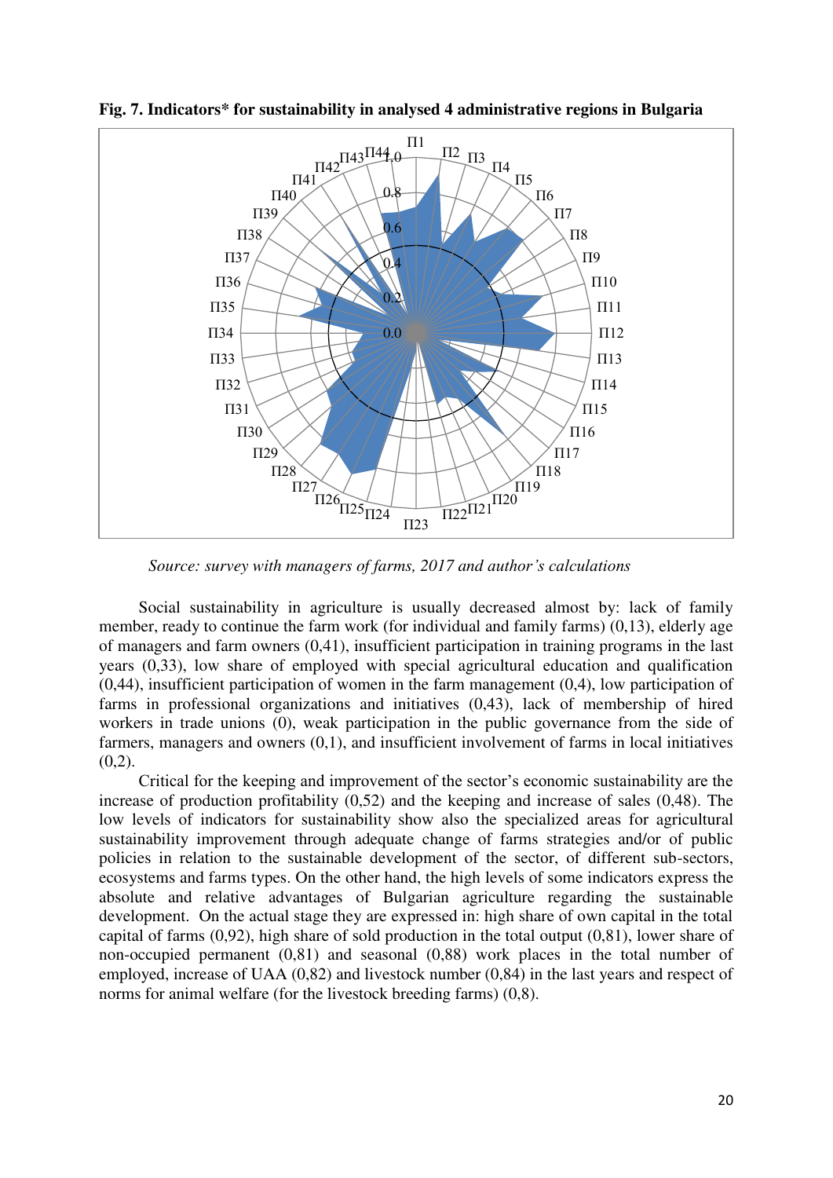**Fig. 7. Indicators* for sustainability in analysed 4 administrative regions in Bulgaria**

*Source: survey with managers of farms, 2017 and author's calculations*

Social sustainability in agriculture is usually decreased almost by: lack of family member, ready to continue the farm work (for individual and family farms) (0,13), elderly age of managers and farm owners (0,41), insufficient participation in training programs in the last years (0,33), low share of employed with special agricultural education and qualification (0,44), insufficient participation of women in the farm management (0,4), low participation of farms in professional organizations and initiatives (0,43), lack of membership of hired workers in trade unions (0), weak participation in the public governance from the side of farmers, managers and owners (0,1), and insufficient involvement of farms in local initiatives (0,2).

Critical for the keeping and improvement of the sector's economic sustainability are the increase of production profitability (0,52) and the keeping and increase of sales (0,48). The low levels of indicators for sustainability show also the specialized areas for agricultural sustainability improvement through adequate change of farms strategies and/or of public policies in relation to the sustainable development of the sector, of different sub-sectors, ecosystems and farms types. On the other hand, the high levels of some indicators express the absolute and relative advantages of Bulgarian agriculture regarding the sustainable development. On the actual stage they are expressed in: high share of own capital in the total capital of farms (0,92), high share of sold production in the total output (0,81), lower share of non-occupied permanent (0,81) and seasonal (0,88) work places in the total number of employed, increase of UAA (0,82) and livestock number (0,84) in the last years and respect of norms for animal welfare (for the livestock breeding farms) (0,8).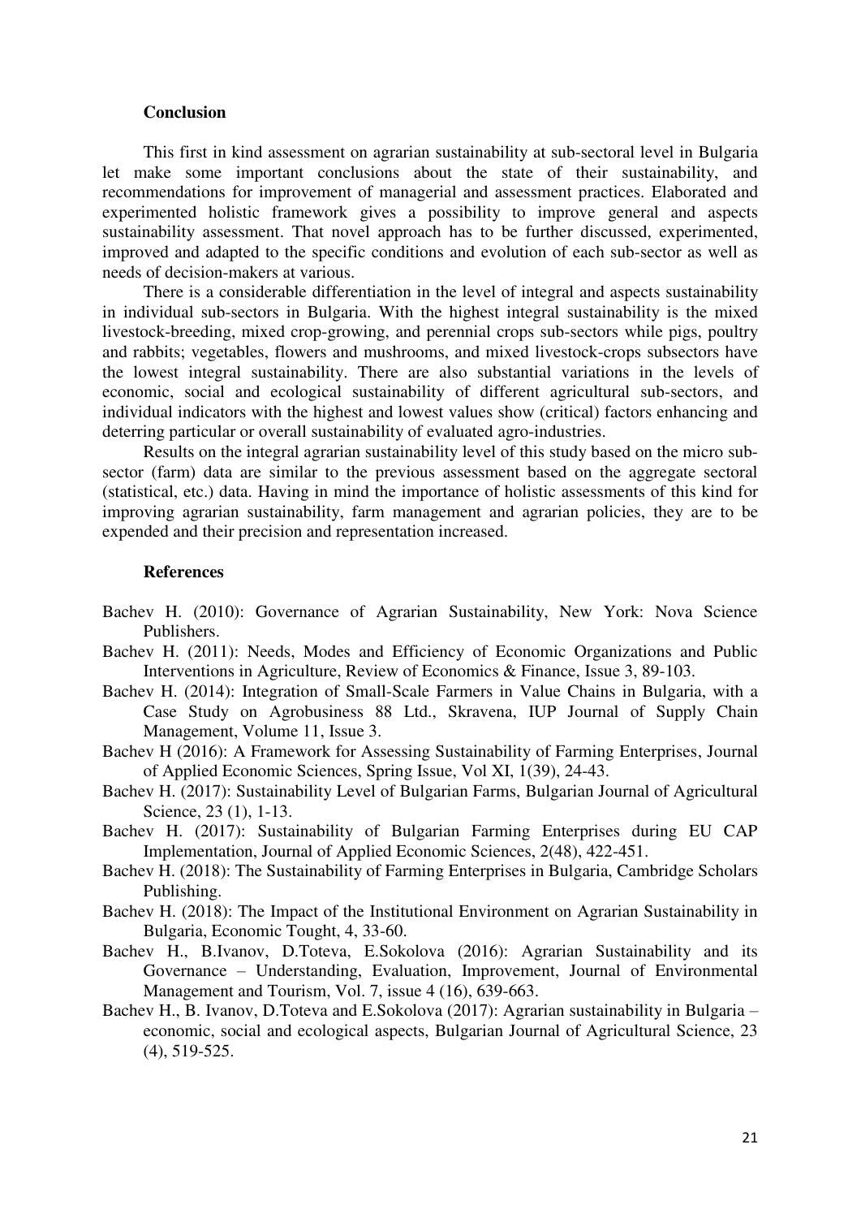## Conclusion

This first in kind assessment on agrarian sustainability at sub-sectoral level in Bulgaria let make some important conclusions about the state of their sustainability, and recommendations for improvement of managerial and assessment practices. Elaborated and experimented holistic framework gives a possibility to improve general and aspects sustainability assessment. That novel approach has to be further discussed, experimented, improved and adapted to the specific conditions and evolution of each sub-sector as well as needs of decision-makers at various.

There is a considerable differentiation in the level of integral and aspects sustainability in individual sub-sectors in Bulgaria. With the highest integral sustainability is the mixed livestock-breeding, mixed crop-growing, and perennial crops sub-sectors while pigs, poultry and rabbits; vegetables, flowers and mushrooms, and mixed livestock-crops subsectors have the lowest integral sustainability. There are also substantial variations in the levels of economic, social and ecological sustainability of different agricultural sub-sectors, and individual indicators with the highest and lowest values show (critical) factors enhancing and deterring particular or overall sustainability of evaluated agro-industries.

Results on the integral agrarian sustainability level of this study based on the micro sub-sector (farm) data are similar to the previous assessment based on the aggregate sectoral (statistical, etc.) data. Having in mind the importance of holistic assessments of this kind for improving agrarian sustainability, farm management and agrarian policies, they are to be expended and their precision and representation increased.

## References

Bachev H. (2010): Governance of Agrarian Sustainability, New York: Nova Science Publishers.

Bachev H. (2011): Needs, Modes and Efficiency of Economic Organizations and Public Interventions in Agriculture, Review of Economics & Finance, Issue 3, 89-103.

Bachev H. (2014): Integration of Small-Scale Farmers in Value Chains in Bulgaria, with a Case Study on Agrobusiness 88 Ltd., Skravena, IUP Journal of Supply Chain Management, Volume 11, Issue 3.

Bachev H (2016): A Framework for Assessing Sustainability of Farming Enterprises, Journal of Applied Economic Sciences, Spring Issue, Vol XI, 1(39), 24-43.

Bachev H. (2017): Sustainability Level of Bulgarian Farms, Bulgarian Journal of Agricultural Science, 23 (1), 1-13.

Bachev H. (2017): Sustainability of Bulgarian Farming Enterprises during EU CAP Implementation, Journal of Applied Economic Sciences, 2(48), 422-451.

Bachev H. (2018): The Sustainability of Farming Enterprises in Bulgaria, Cambridge Scholars Publishing.

Bachev H. (2018): The Impact of the Institutional Environment on Agrarian Sustainability in Bulgaria, Economic Tought, 4, 33-60.

Bachev H., B.Ivanov, D.Toteva, E.Sokolova (2016): Agrarian Sustainability and its Governance – Understanding, Evaluation, Improvement, Journal of Environmental Management and Tourism, Vol. 7, issue 4 (16), 639-663.

Bachev H., B. Ivanov, D.Toteva and E.Sokolova (2017): Agrarian sustainability in Bulgaria – economic, social and ecological aspects, Bulgarian Journal of Agricultural Science, 23 (4), 519-525.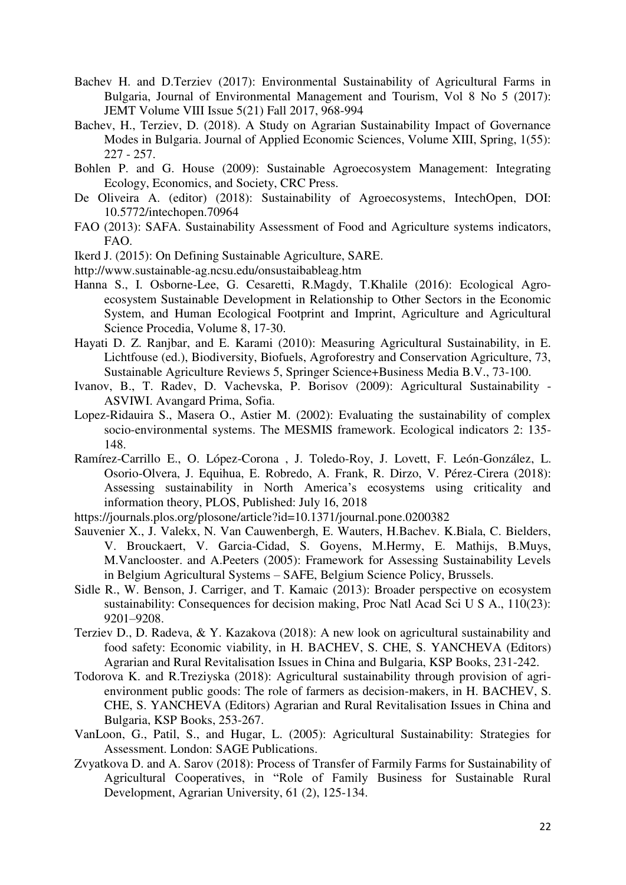Bachev H. and D.Terziev (2017): Environmental Sustainability of Agricultural Farms in Bulgaria, Journal of Environmental Management and Tourism, Vol 8 No 5 (2017): JEMT Volume VIII Issue 5(21) Fall 2017, 968-994

Bachev, H., Terziev, D. (2018). A Study on Agrarian Sustainability Impact of Governance Modes in Bulgaria. Journal of Applied Economic Sciences, Volume XIII, Spring, 1(55): 227 - 257.

Bohlen P. and G. House (2009): Sustainable Agroecosystem Management: Integrating Ecology, Economics, and Society, CRC Press.

De Oliveira A. (editor) (2018): Sustainability of Agroecosystems, IntechOpen, DOI: 10.5772/intechopen.70964

FAO (2013): SAFA. Sustainability Assessment of Food and Agriculture systems indicators, FAO.

Ikerd J. (2015): On Defining Sustainable Agriculture, SARE.

http://www.sustainable-ag.ncsu.edu/onsustaibableag.htm

Hanna S., I. Osborne-Lee, G. Cesaretti, R.Magdy, T.Khalile (2016): Ecological Agro-ecosystem Sustainable Development in Relationship to Other Sectors in the Economic System, and Human Ecological Footprint and Imprint, Agriculture and Agricultural Science Procedia, Volume 8, 17-30.

Hayati D. Z. Ranjbar, and E. Karami (2010): Measuring Agricultural Sustainability, in E. Lichtfouse (ed.), Biodiversity, Biofuels, Agroforestry and Conservation Agriculture, 73, Sustainable Agriculture Reviews 5, Springer Science+Business Media B.V., 73-100.

Ivanov, B., T. Radev, D. Vachevska, P. Borisov (2009): Agricultural Sustainability - ASVIWI. Avangard Prima, Sofia.

Lopez-Ridauira S., Masera O., Astier M. (2002): Evaluating the sustainability of complex socio-environmental systems. The MESMIS framework. Ecological indicators 2: 135-148.

Ramírez-Carrillo E., O. López-Corona , J. Toledo-Roy, J. Lovett, F. León-González, L. Osorio-Olvera, J. Equihua, E. Robredo, A. Frank, R. Dirzo, V. Pérez-Cirera (2018): Assessing sustainability in North America's ecosystems using criticality and information theory, PLOS, Published: July 16, 2018

https://journals.plos.org/plosone/article?id=10.1371/journal.pone.0200382

Sauvenier X., J. Valekx, N. Van Cauwenbergh, E. Wauters, H.Bachev. K.Biala, C. Bielders, V. Brouckaert, V. Garcia-Cidad, S. Goyens, M.Hermy, E. Mathijs, B.Muys, M.Vanclooster. and A.Peeters (2005): Framework for Assessing Sustainability Levels in Belgium Agricultural Systems – SAFE, Belgium Science Policy, Brussels.

Sidle R., W. Benson, J. Carriger, and T. Kamaic (2013): Broader perspective on ecosystem sustainability: Consequences for decision making, Proc Natl Acad Sci U S A., 110(23): 9201–9208.

Terziev D., D. Radeva, & Y. Kazakova (2018): A new look on agricultural sustainability and food safety: Economic viability, in H. BACHEV, S. CHE, S. YANCHEVA (Editors) Agrarian and Rural Revitalisation Issues in China and Bulgaria, KSP Books, 231-242.

Todorova K. and R.Treziyska (2018): Agricultural sustainability through provision of agri-environment public goods: The role of farmers as decision-makers, in H. BACHEV, S. CHE, S. YANCHEVA (Editors) Agrarian and Rural Revitalisation Issues in China and Bulgaria, KSP Books, 253-267.

VanLoon, G., Patil, S., and Hugar, L. (2005): Agricultural Sustainability: Strategies for Assessment. London: SAGE Publications.

Zvyatkova D. and A. Sarov (2018): Process of Transfer of Farmily Farms for Sustainability of Agricultural Cooperatives, in "Role of Family Business for Sustainable Rural Development, Agrarian University, 61 (2), 125-134.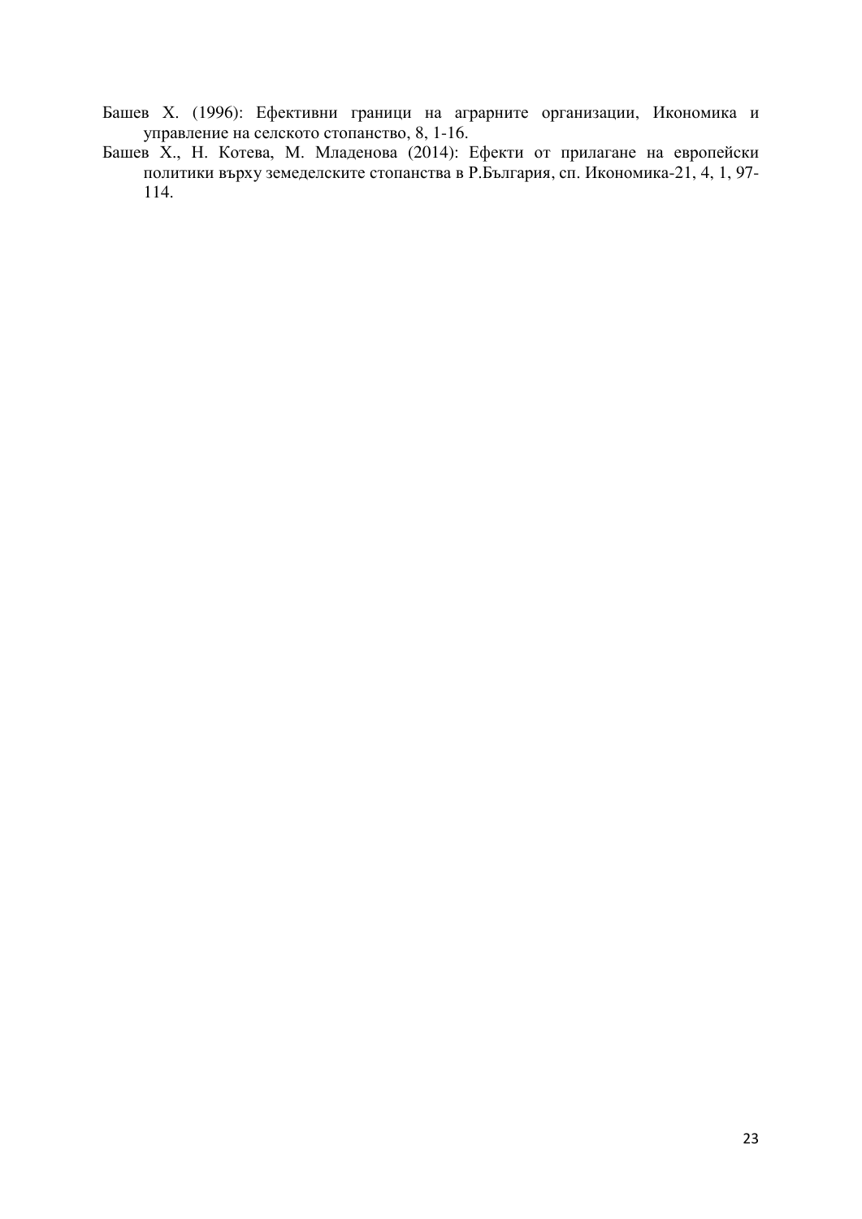Башев Х. (1996): Ефективни граници на аграрните организации, Икономика и управление на селското стопанство, 8, 1-16.

Башев Х., Н. Котева, М. Младенова (2014): Ефекти от прилагане на европейски политики върху земеделските стопанства в Р.България, сп. Икономика-21, 4, 1, 97-114.